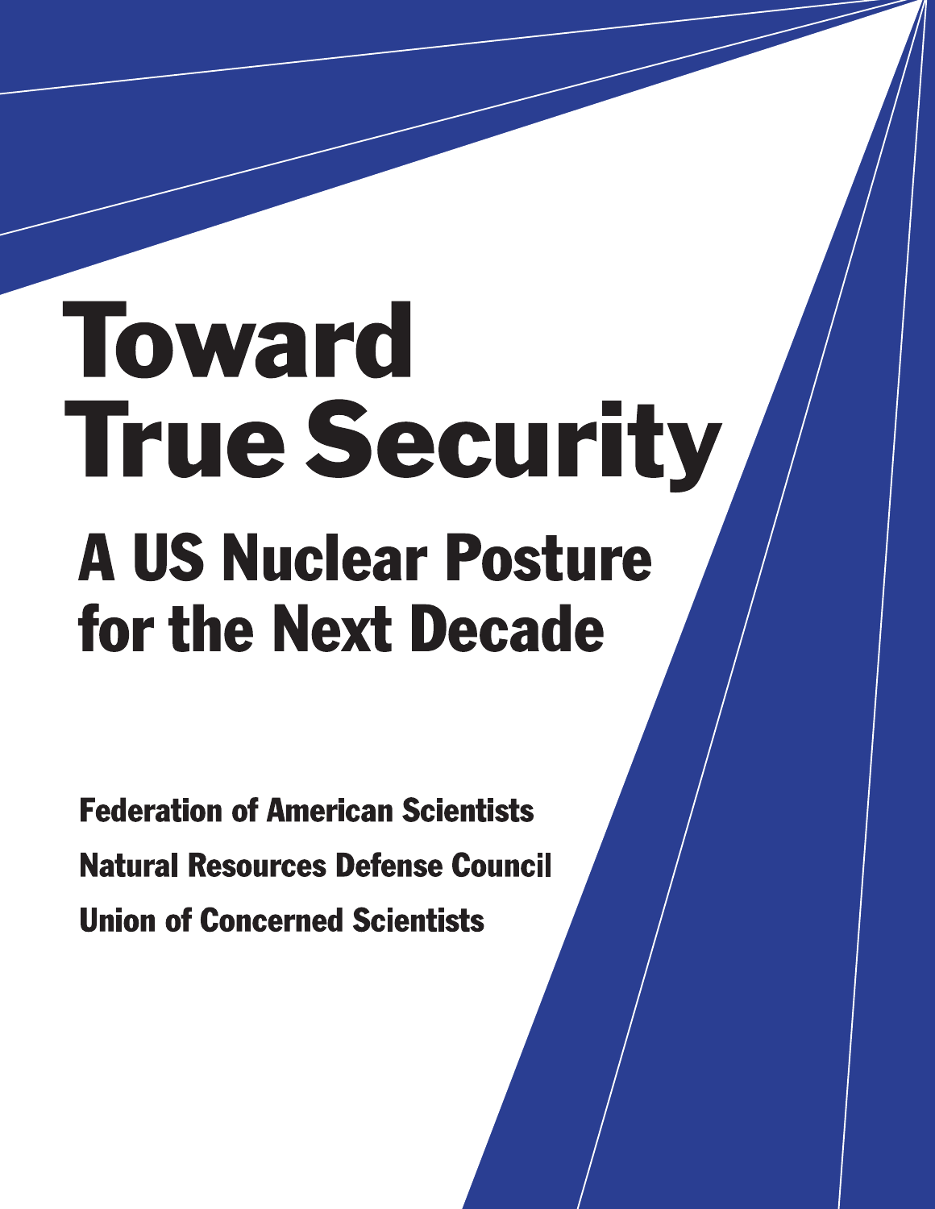# Toward True Security

## A US Nuclear Posture for the Next Decade

**Federation of American Scientists**

**Natural Resources Defense Council**

**Union of Concerned Scientists**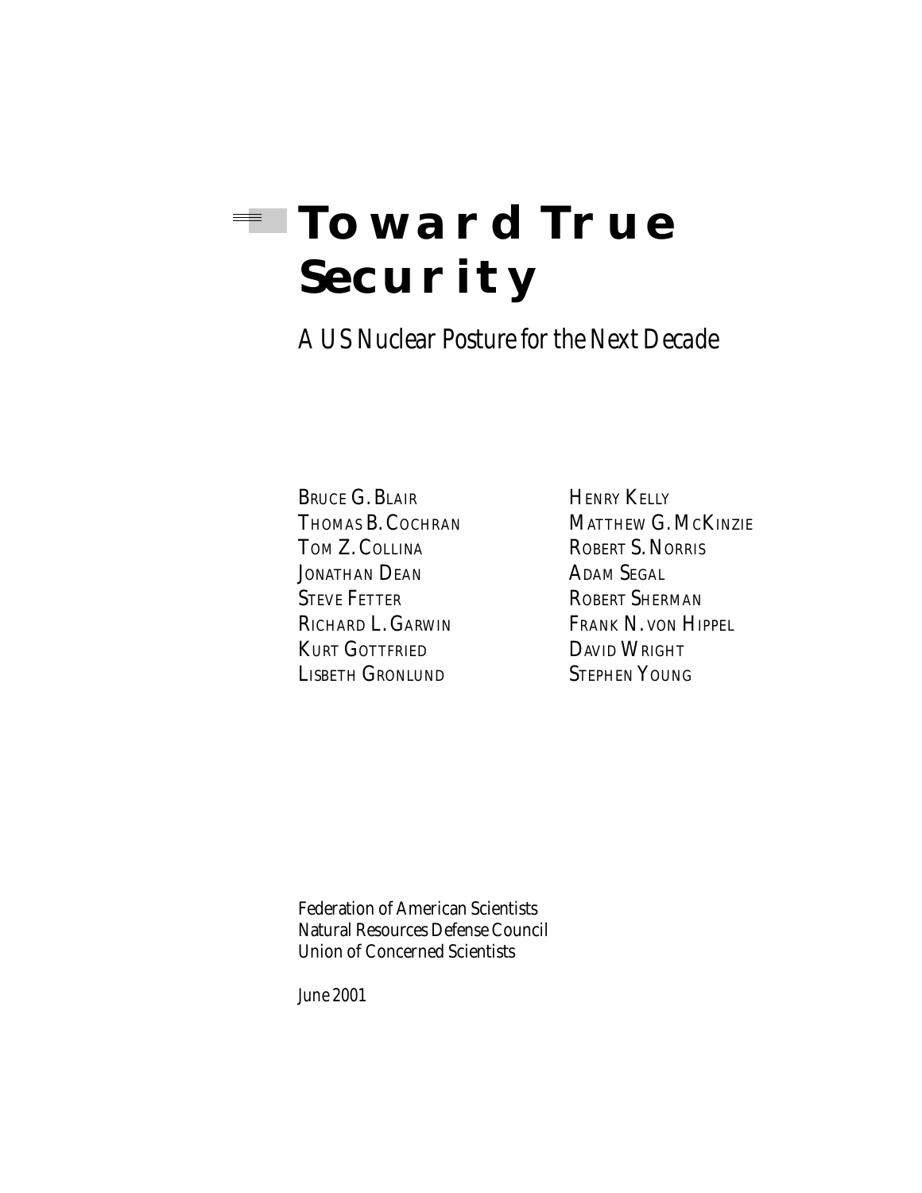# Toward True Security

*A US Nuclear Posture for the Next Decade*

Bruce G. Blair
Thomas B. Cochran
Tom Z. Collina
Jonathan Dean
Steve Fetter
Richard L. Garwin
Kurt Gottfried
Lisbeth Gronlund
Henry Kelly
Matthew G. McKinzie
Robert S. Norris
Adam Segal
Robert Sherman
Frank N. von Hippel
David Wright
Stephen Young

Federation of American Scientists
Natural Resources Defense Council
Union of Concerned Scientists

June 2001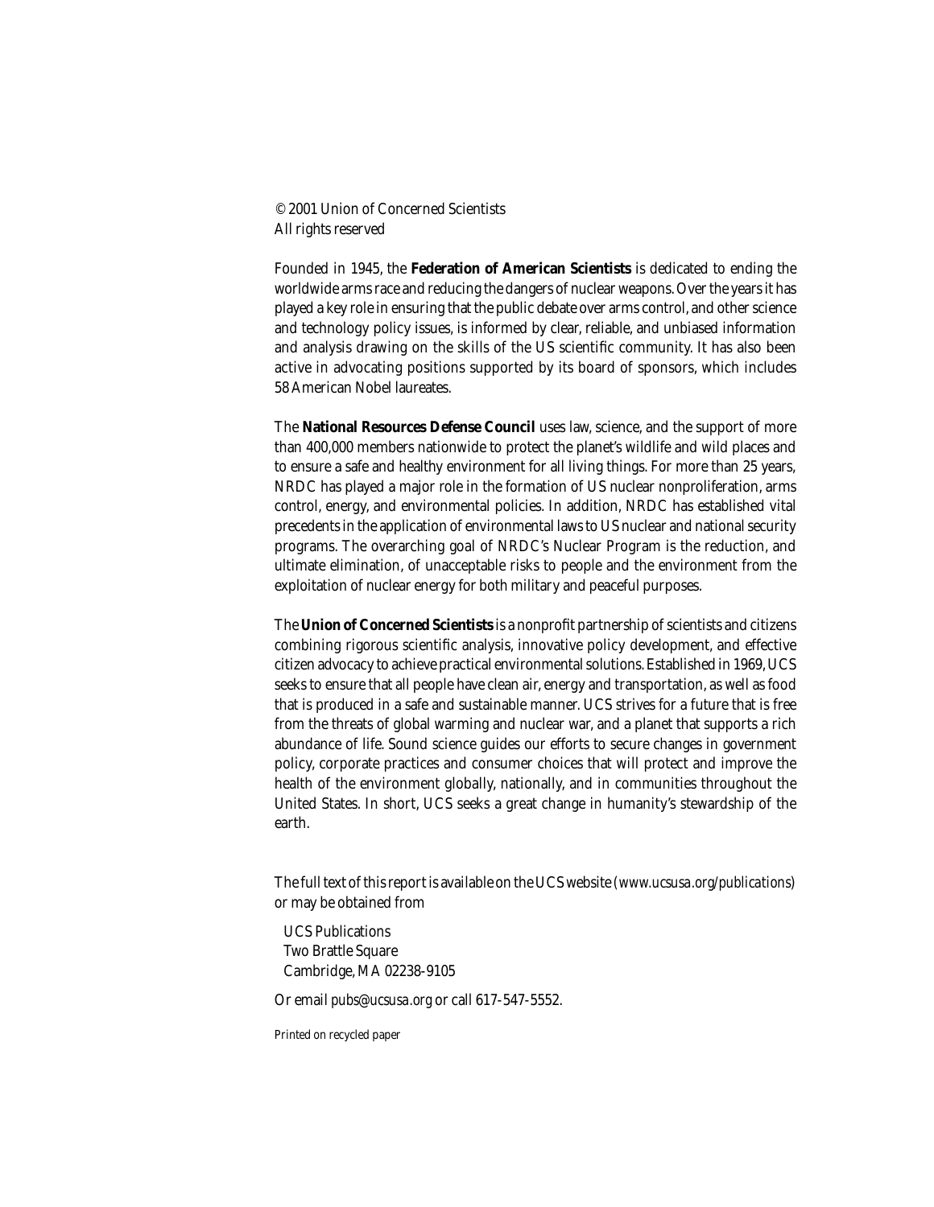© 2001 Union of Concerned Scientists
All rights reserved

Founded in 1945, the **Federation of American Scientists** is dedicated to ending the worldwide arms race and reducing the dangers of nuclear weapons. Over the years it has played a key role in ensuring that the public debate over arms control, and other science and technology policy issues, is informed by clear, reliable, and unbiased information and analysis drawing on the skills of the US scientific community. It has also been active in advocating positions supported by its board of sponsors, which includes 58 American Nobel laureates.

The **National Resources Defense Council** uses law, science, and the support of more than 400,000 members nationwide to protect the planet's wildlife and wild places and to ensure a safe and healthy environment for all living things. For more than 25 years, NRDC has played a major role in the formation of US nuclear nonproliferation, arms control, energy, and environmental policies. In addition, NRDC has established vital precedents in the application of environmental laws to US nuclear and national security programs. The overarching goal of NRDC's Nuclear Program is the reduction, and ultimate elimination, of unacceptable risks to people and the environment from the exploitation of nuclear energy for both military and peaceful purposes.

The **Union of Concerned Scientists** is a nonprofit partnership of scientists and citizens combining rigorous scientific analysis, innovative policy development, and effective citizen advocacy to achieve practical environmental solutions. Established in 1969, UCS seeks to ensure that all people have clean air, energy and transportation, as well as food that is produced in a safe and sustainable manner. UCS strives for a future that is free from the threats of global warming and nuclear war, and a planet that supports a rich abundance of life. Sound science guides our efforts to secure changes in government policy, corporate practices and consumer choices that will protect and improve the health of the environment globally, nationally, and in communities throughout the United States. In short, UCS seeks a great change in humanity's stewardship of the earth.

The full text of this report is available on the UCS website (*www.ucsusa.org/publications*) or may be obtained from

UCS Publications
Two Brattle Square
Cambridge, MA 02238-9105

Or email *pubs@ucsusa.org* or call 617-547-5552.

*Printed on recycled paper*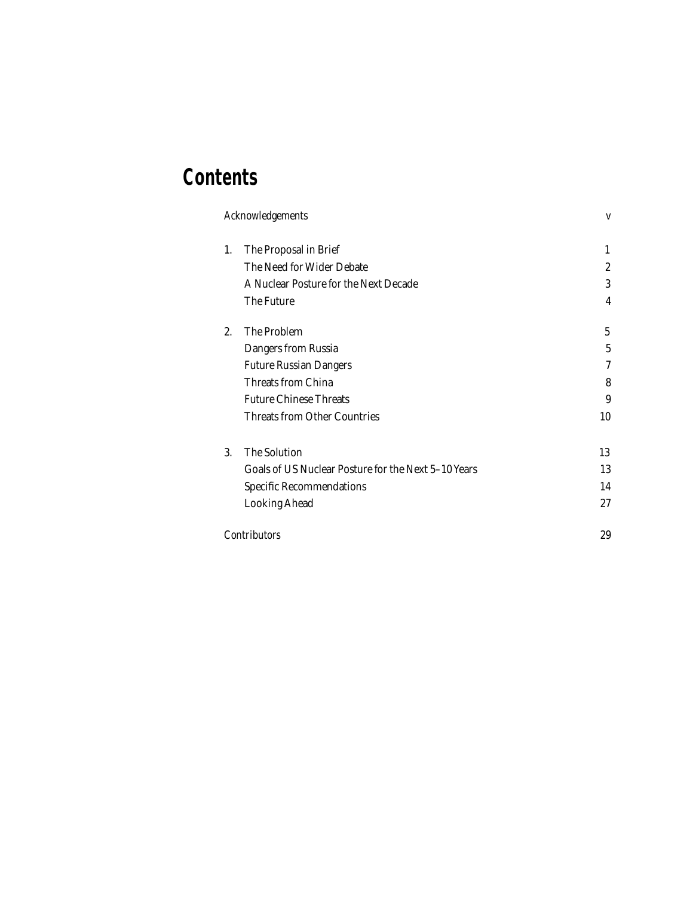# Contents

| | | |
|---|---|---|
| Acknowledgements | | v |
| 1. | The Proposal in Brief | 1 |
| | The Need for Wider Debate | 2 |
| | A Nuclear Posture for the Next Decade | 3 |
| | The Future | 4 |
| 2. | The Problem | 5 |
| | Dangers from Russia | 5 |
| | Future Russian Dangers | 7 |
| | Threats from China | 8 |
| | Future Chinese Threats | 9 |
| | Threats from Other Countries | 10 |
| 3. | The Solution | 13 |
| | Goals of US Nuclear Posture for the Next 5–10 Years | 13 |
| | Specific Recommendations | 14 |
| | Looking Ahead | 27 |
| Contributors | | 29 |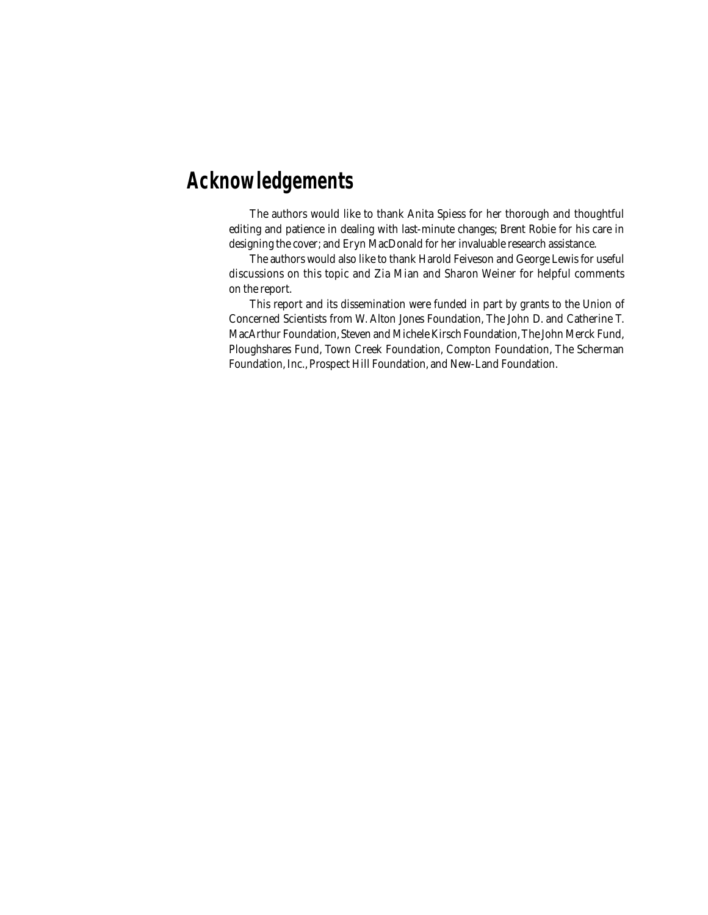# Acknowledgements

The authors would like to thank Anita Spiess for her thorough and thoughtful editing and patience in dealing with last-minute changes; Brent Robie for his care in designing the cover; and Eryn MacDonald for her invaluable research assistance.

The authors would also like to thank Harold Feiveson and George Lewis for useful discussions on this topic and Zia Mian and Sharon Weiner for helpful comments on the report.

This report and its dissemination were funded in part by grants to the Union of Concerned Scientists from W. Alton Jones Foundation, The John D. and Catherine T. MacArthur Foundation, Steven and Michele Kirsch Foundation, The John Merck Fund, Ploughshares Fund, Town Creek Foundation, Compton Foundation, The Scherman Foundation, Inc., Prospect Hill Foundation, and New-Land Foundation.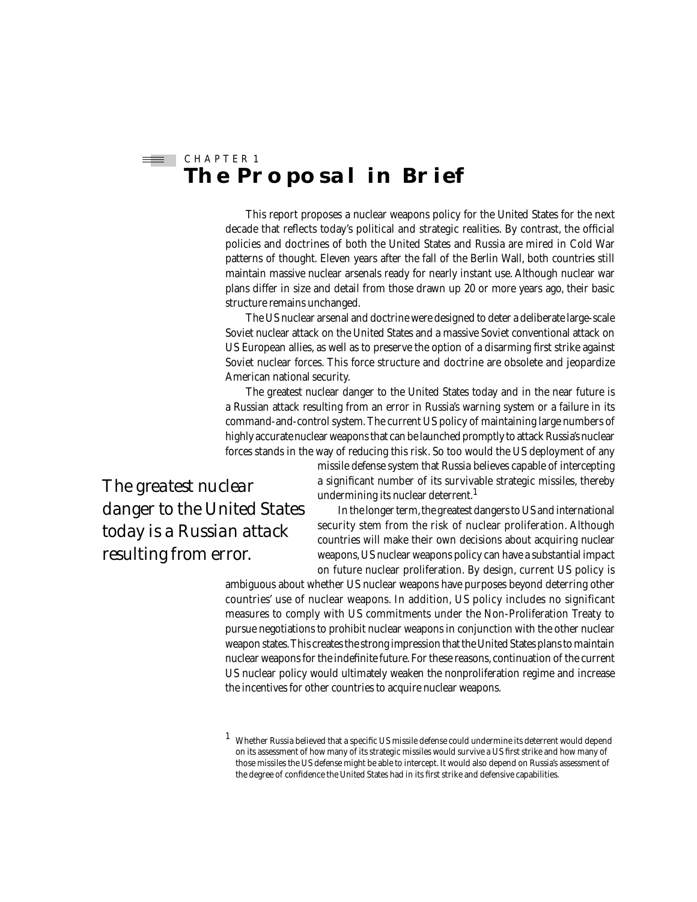CHAPTER 1

# The Proposal in Brief

This report proposes a nuclear weapons policy for the United States for the next decade that reflects today's political and strategic realities. By contrast, the official policies and doctrines of both the United States and Russia are mired in Cold War patterns of thought. Eleven years after the fall of the Berlin Wall, both countries still maintain massive nuclear arsenals ready for nearly instant use. Although nuclear war plans differ in size and detail from those drawn up 20 or more years ago, their basic structure remains unchanged.

The US nuclear arsenal and doctrine were designed to deter a deliberate large-scale Soviet nuclear attack on the United States and a massive Soviet conventional attack on US European allies, as well as to preserve the option of a disarming first strike against Soviet nuclear forces. This force structure and doctrine are obsolete and jeopardize American national security.

The greatest nuclear danger to the United States today and in the near future is a Russian attack resulting from an error in Russia's warning system or a failure in its command-and-control system. The current US policy of maintaining large numbers of highly accurate nuclear weapons that can be launched promptly to attack Russia's nuclear forces stands in the way of reducing this risk. So too would the US deployment of any missile defense system that Russia believes capable of intercepting a significant number of its survivable strategic missiles, thereby undermining its nuclear deterrent.[1]

*The greatest nuclear danger to the United States today is a Russian attack resulting from error.*

In the longer term, the greatest dangers to US and international security stem from the risk of nuclear proliferation. Although countries will make their own decisions about acquiring nuclear weapons, US nuclear weapons policy can have a substantial impact on future nuclear proliferation. By design, current US policy is ambiguous about whether US nuclear weapons have purposes beyond deterring other countries' use of nuclear weapons. In addition, US policy includes no significant measures to comply with US commitments under the Non-Proliferation Treaty to pursue negotiations to prohibit nuclear weapons in conjunction with the other nuclear weapon states. This creates the strong impression that the United States plans to maintain nuclear weapons for the indefinite future. For these reasons, continuation of the current US nuclear policy would ultimately weaken the nonproliferation regime and increase the incentives for other countries to acquire nuclear weapons.

[1] Whether Russia believed that a specific US missile defense could undermine its deterrent would depend on its assessment of how many of its strategic missiles would survive a US first strike and how many of those missiles the US defense might be able to intercept. It would also depend on Russia's assessment of the degree of confidence the United States had in its first strike and defensive capabilities.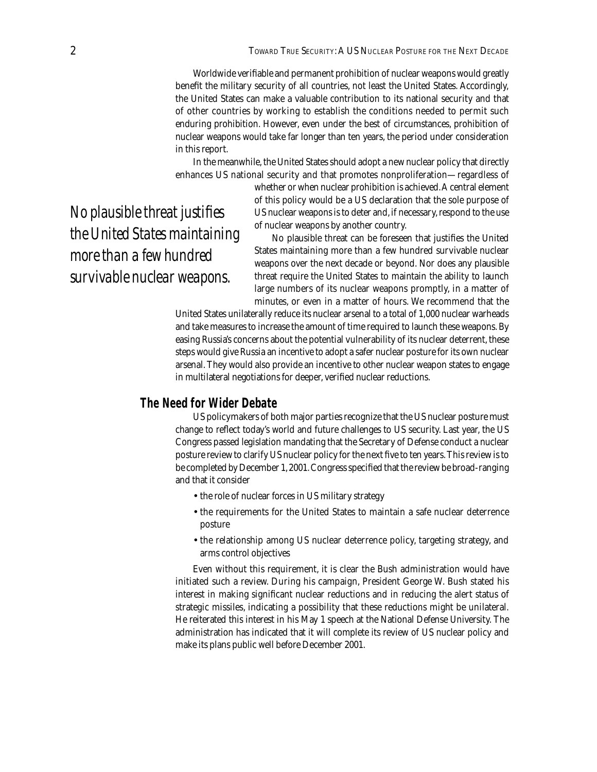Worldwide verifiable and permanent prohibition of nuclear weapons would greatly benefit the military security of all countries, not least the United States. Accordingly, the United States can make a valuable contribution to its national security and that of other countries by working to establish the conditions needed to permit such enduring prohibition. However, even under the best of circumstances, prohibition of nuclear weapons would take far longer than ten years, the period under consideration in this report.

In the meanwhile, the United States should adopt a new nuclear policy that directly enhances US national security and that promotes nonproliferation—regardless of whether or when nuclear prohibition is achieved. A central element of this policy would be a US declaration that the sole purpose of US nuclear weapons is to deter and, if necessary, respond to the use of nuclear weapons by another country.

*No plausible threat justifies the United States maintaining more than a few hundred survivable nuclear weapons.*

No plausible threat can be foreseen that justifies the United States maintaining more than a few hundred survivable nuclear weapons over the next decade or beyond. Nor does any plausible threat require the United States to maintain the ability to launch large numbers of its nuclear weapons promptly, in a matter of minutes, or even in a matter of hours. We recommend that the United States unilaterally reduce its nuclear arsenal to a total of 1,000 nuclear warheads and take measures to increase the amount of time required to launch these weapons. By easing Russia's concerns about the potential vulnerability of its nuclear deterrent, these steps would give Russia an incentive to adopt a safer nuclear posture for its own nuclear arsenal. They would also provide an incentive to other nuclear weapon states to engage in multilateral negotiations for deeper, verified nuclear reductions.

## The Need for Wider Debate

US policymakers of both major parties recognize that the US nuclear posture must change to reflect today's world and future challenges to US security. Last year, the US Congress passed legislation mandating that the Secretary of Defense conduct a nuclear posture review to clarify US nuclear policy for the next five to ten years. This review is to be completed by December 1, 2001. Congress specified that the review be broad-ranging and that it consider

- the role of nuclear forces in US military strategy
- the requirements for the United States to maintain a safe nuclear deterrence posture
- the relationship among US nuclear deterrence policy, targeting strategy, and arms control objectives

Even without this requirement, it is clear the Bush administration would have initiated such a review. During his campaign, President George W. Bush stated his interest in making significant nuclear reductions and in reducing the alert status of strategic missiles, indicating a possibility that these reductions might be unilateral. He reiterated this interest in his May 1 speech at the National Defense University. The administration has indicated that it will complete its review of US nuclear policy and make its plans public well before December 2001.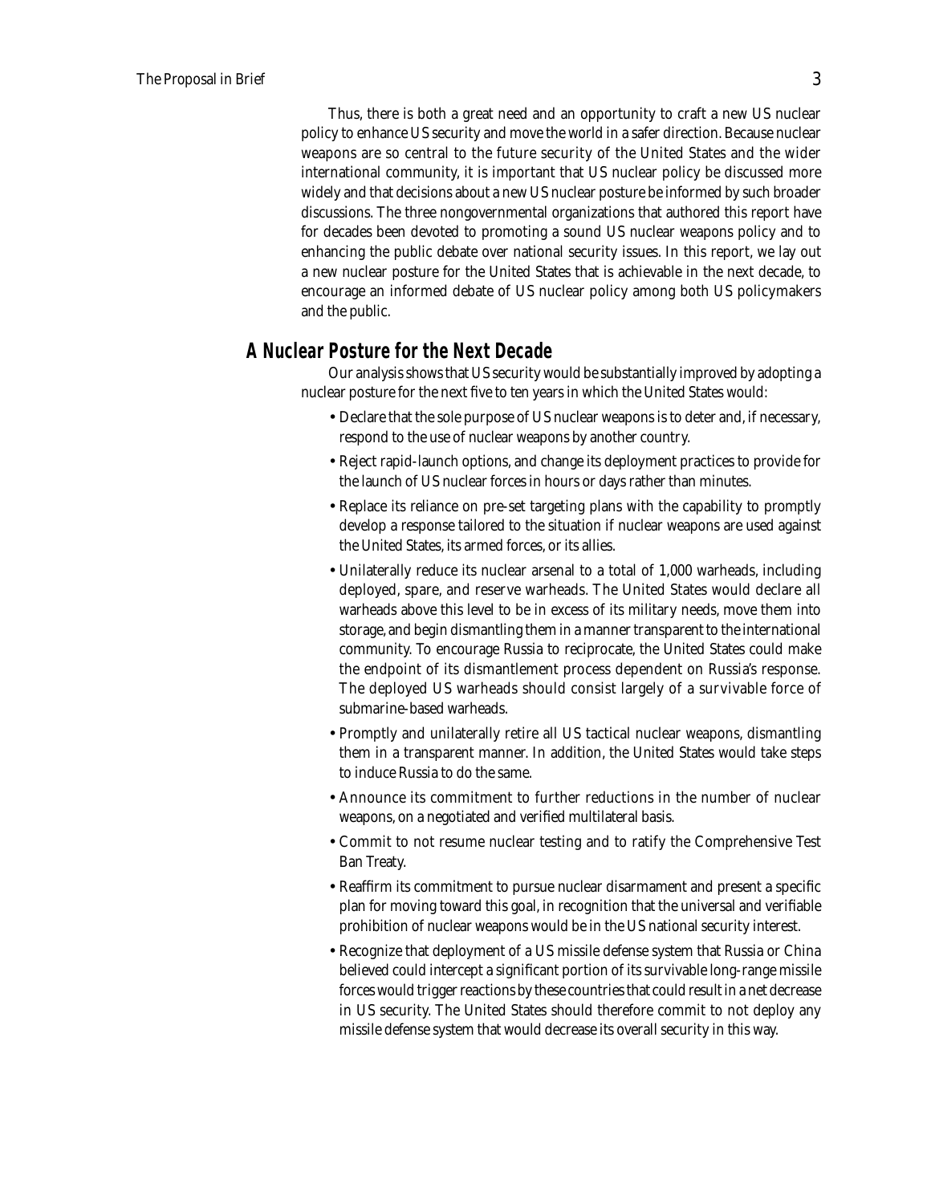Thus, there is both a great need and an opportunity to craft a new US nuclear policy to enhance US security and move the world in a safer direction. Because nuclear weapons are so central to the future security of the United States and the wider international community, it is important that US nuclear policy be discussed more widely and that decisions about a new US nuclear posture be informed by such broader discussions. The three nongovernmental organizations that authored this report have for decades been devoted to promoting a sound US nuclear weapons policy and to enhancing the public debate over national security issues. In this report, we lay out a new nuclear posture for the United States that is achievable in the next decade, to encourage an informed debate of US nuclear policy among both US policymakers and the public.

## A Nuclear Posture for the Next Decade

Our analysis shows that US security would be substantially improved by adopting a nuclear posture for the next five to ten years in which the United States would:

- Declare that the sole purpose of US nuclear weapons is to deter and, if necessary, respond to the use of nuclear weapons by another country.
- Reject rapid-launch options, and change its deployment practices to provide for the launch of US nuclear forces in hours or days rather than minutes.
- Replace its reliance on pre-set targeting plans with the capability to promptly develop a response tailored to the situation if nuclear weapons are used against the United States, its armed forces, or its allies.
- Unilaterally reduce its nuclear arsenal to a total of 1,000 warheads, including deployed, spare, and reserve warheads. The United States would declare all warheads above this level to be in excess of its military needs, move them into storage, and begin dismantling them in a manner transparent to the international community. To encourage Russia to reciprocate, the United States could make the endpoint of its dismantlement process dependent on Russia's response. The deployed US warheads should consist largely of a survivable force of submarine-based warheads.
- Promptly and unilaterally retire all US tactical nuclear weapons, dismantling them in a transparent manner. In addition, the United States would take steps to induce Russia to do the same.
- Announce its commitment to further reductions in the number of nuclear weapons, on a negotiated and verified multilateral basis.
- Commit to not resume nuclear testing and to ratify the Comprehensive Test Ban Treaty.
- Reaffirm its commitment to pursue nuclear disarmament and present a specific plan for moving toward this goal, in recognition that the universal and verifiable prohibition of nuclear weapons would be in the US national security interest.
- Recognize that deployment of a US missile defense system that Russia or China believed could intercept a significant portion of its survivable long-range missile forces would trigger reactions by these countries that could result in a net decrease in US security. The United States should therefore commit to not deploy any missile defense system that would decrease its overall security in this way.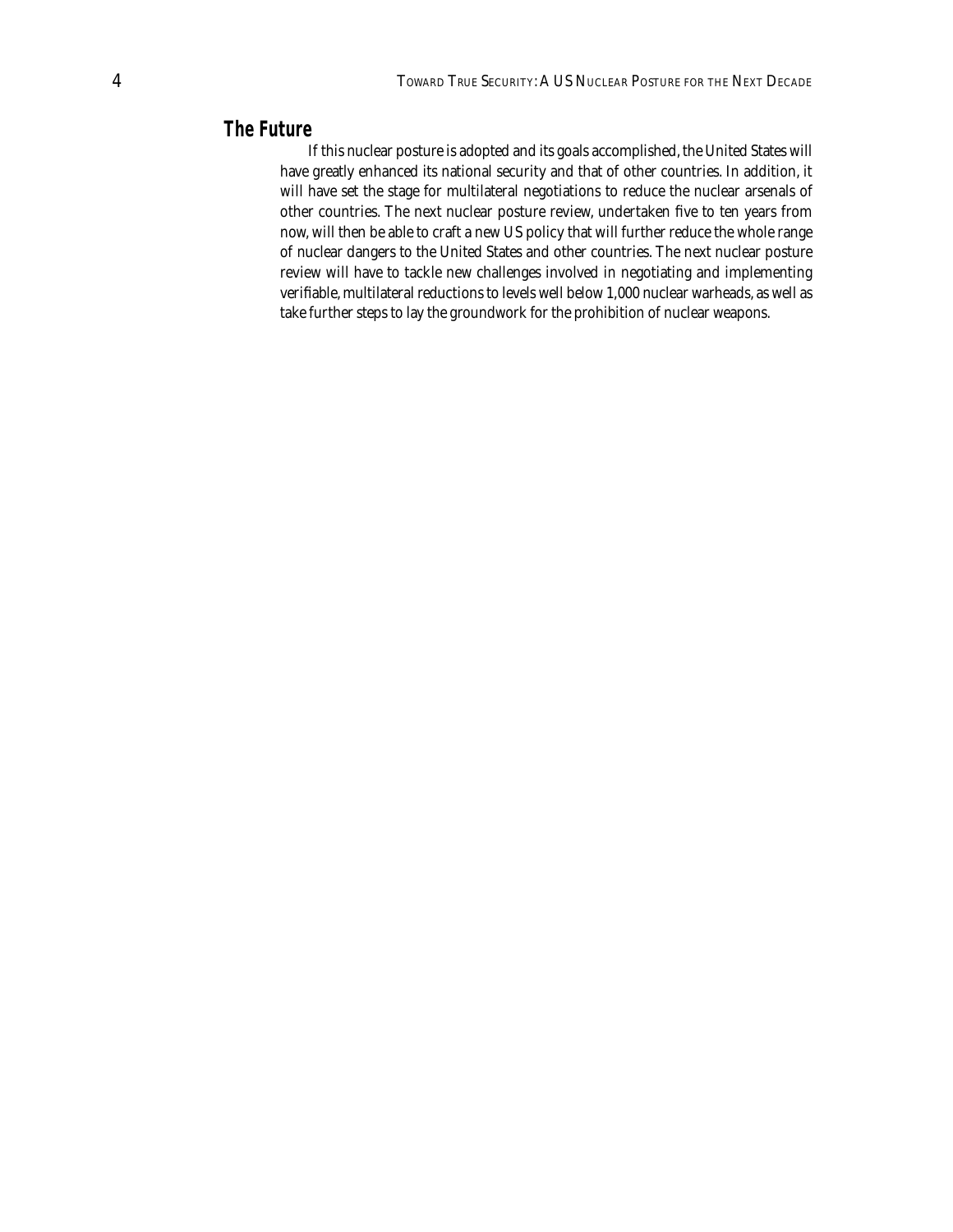## The Future

If this nuclear posture is adopted and its goals accomplished, the United States will have greatly enhanced its national security and that of other countries. In addition, it will have set the stage for multilateral negotiations to reduce the nuclear arsenals of other countries. The next nuclear posture review, undertaken five to ten years from now, will then be able to craft a new US policy that will further reduce the whole range of nuclear dangers to the United States and other countries. The next nuclear posture review will have to tackle new challenges involved in negotiating and implementing verifiable, multilateral reductions to levels well below 1,000 nuclear warheads, as well as take further steps to lay the groundwork for the prohibition of nuclear weapons.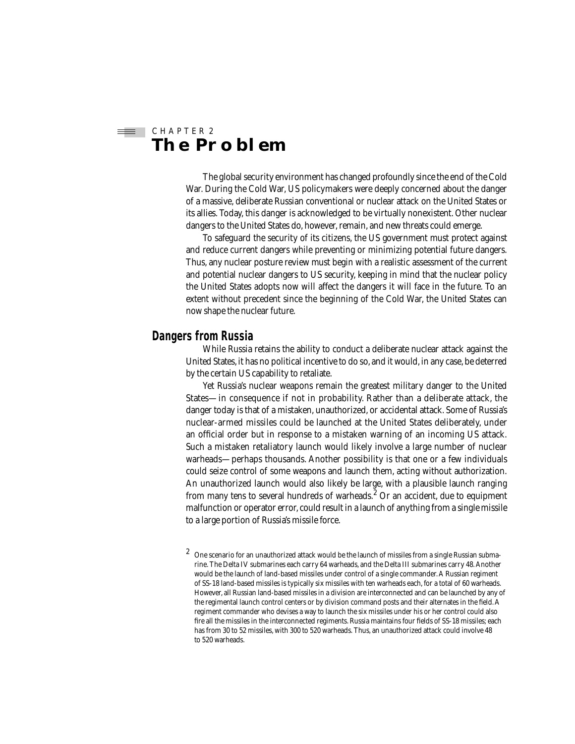CHAPTER 2

# The Problem

The global security environment has changed profoundly since the end of the Cold War. During the Cold War, US policymakers were deeply concerned about the danger of a massive, deliberate Russian conventional or nuclear attack on the United States or its allies. Today, this danger is acknowledged to be virtually nonexistent. Other nuclear dangers to the United States do, however, remain, and new threats could emerge.

To safeguard the security of its citizens, the US government must protect against and reduce current dangers while preventing or minimizing potential future dangers. Thus, any nuclear posture review must begin with a realistic assessment of the current and potential nuclear dangers to US security, keeping in mind that the nuclear policy the United States adopts now will affect the dangers it will face in the future. To an extent without precedent since the beginning of the Cold War, the United States can now shape the nuclear future.

## Dangers from Russia

While Russia retains the ability to conduct a deliberate nuclear attack against the United States, it has no political incentive to do so, and it would, in any case, be deterred by the certain US capability to retaliate.

Yet Russia's nuclear weapons remain the greatest military danger to the United States—in consequence if not in probability. Rather than a deliberate attack, the danger today is that of a mistaken, unauthorized, or accidental attack. Some of Russia's nuclear-armed missiles could be launched at the United States deliberately, under an official order but in response to a mistaken warning of an incoming US attack. Such a mistaken retaliatory launch would likely involve a large number of nuclear warheads—perhaps thousands. Another possibility is that one or a few individuals could seize control of some weapons and launch them, acting without authorization. An unauthorized launch would also likely be large, with a plausible launch ranging from many tens to several hundreds of warheads.[2] Or an accident, due to equipment malfunction or operator error, could result in a launch of anything from a single missile to a large portion of Russia's missile force.

[2] One scenario for an unauthorized attack would be the launch of missiles from a single Russian submarine. The Delta IV submarines each carry 64 warheads, and the Delta III submarines carry 48. Another would be the launch of land-based missiles under control of a single commander. A Russian regiment of SS-18 land-based missiles is typically six missiles with ten warheads each, for a total of 60 warheads. However, all Russian land-based missiles in a division are interconnected and can be launched by any of the regimental launch control centers or by division command posts and their alternates in the field. A regiment commander who devises a way to launch the six missiles under his or her control could also fire all the missiles in the interconnected regiments. Russia maintains four fields of SS-18 missiles; each has from 30 to 52 missiles, with 300 to 520 warheads. Thus, an unauthorized attack could involve 48 to 520 warheads.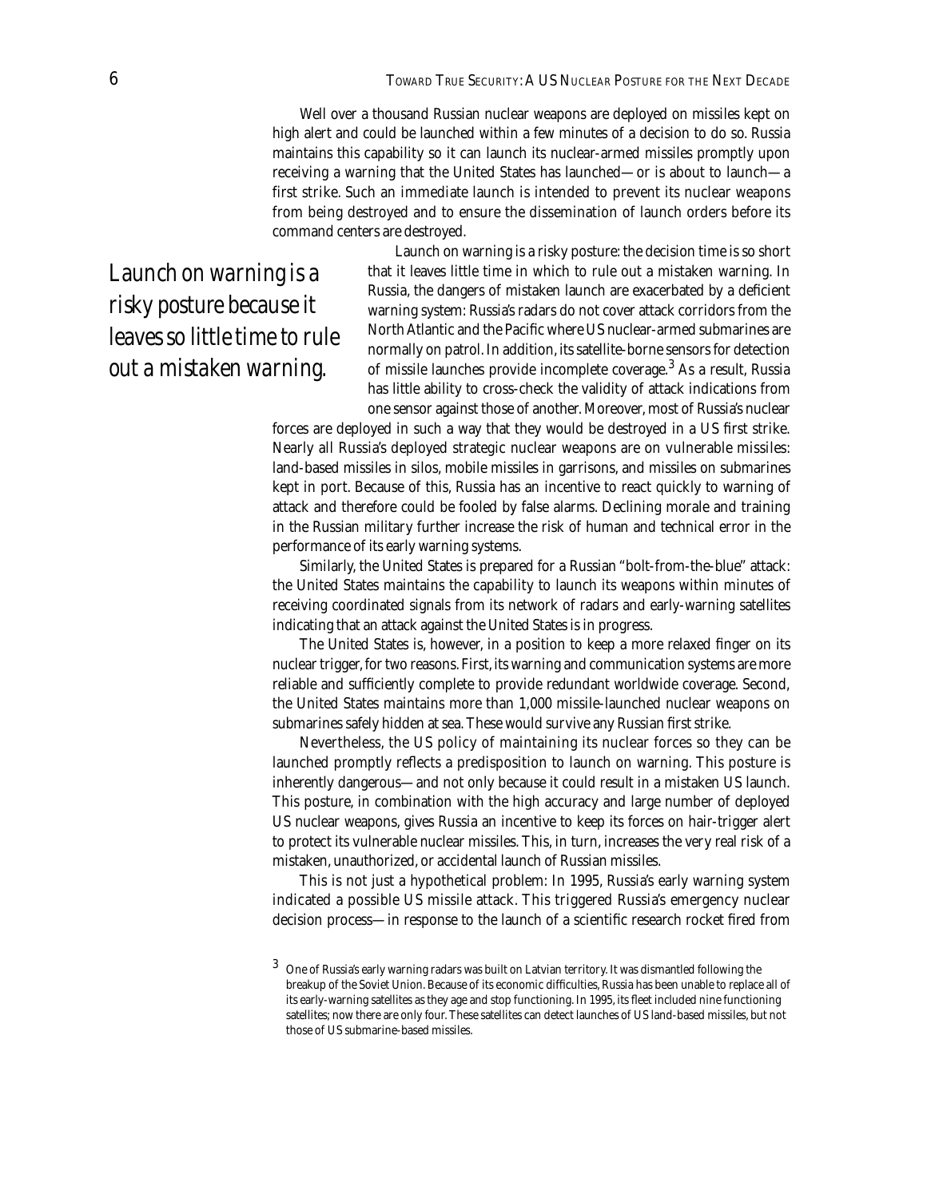Well over a thousand Russian nuclear weapons are deployed on missiles kept on high alert and could be launched within a few minutes of a decision to do so. Russia maintains this capability so it can launch its nuclear-armed missiles promptly upon receiving a warning that the United States has launched—or is about to launch—a first strike. Such an immediate launch is intended to prevent its nuclear weapons from being destroyed and to ensure the dissemination of launch orders before its command centers are destroyed.

*Launch on warning is a risky posture because it leaves so little time to rule out a mistaken warning.*

Launch on warning is a risky posture: the decision time is so short that it leaves little time in which to rule out a mistaken warning. In Russia, the dangers of mistaken launch are exacerbated by a deficient warning system: Russia's radars do not cover attack corridors from the North Atlantic and the Pacific where US nuclear-armed submarines are normally on patrol. In addition, its satellite-borne sensors for detection of missile launches provide incomplete coverage.[3] As a result, Russia has little ability to cross-check the validity of attack indications from one sensor against those of another. Moreover, most of Russia's nuclear forces are deployed in such a way that they would be destroyed in a US first strike. Nearly all Russia's deployed strategic nuclear weapons are on vulnerable missiles: land-based missiles in silos, mobile missiles in garrisons, and missiles on submarines kept in port. Because of this, Russia has an incentive to react quickly to warning of attack and therefore could be fooled by false alarms. Declining morale and training in the Russian military further increase the risk of human and technical error in the performance of its early warning systems.

Similarly, the United States is prepared for a Russian "bolt-from-the-blue" attack: the United States maintains the capability to launch its weapons within minutes of receiving coordinated signals from its network of radars and early-warning satellites indicating that an attack against the United States is in progress.

The United States is, however, in a position to keep a more relaxed finger on its nuclear trigger, for two reasons. First, its warning and communication systems are more reliable and sufficiently complete to provide redundant worldwide coverage. Second, the United States maintains more than 1,000 missile-launched nuclear weapons on submarines safely hidden at sea. These would survive any Russian first strike.

Nevertheless, the US policy of maintaining its nuclear forces so they can be launched promptly reflects a predisposition to launch on warning. This posture is inherently dangerous—and not only because it could result in a mistaken US launch. This posture, in combination with the high accuracy and large number of deployed US nuclear weapons, gives Russia an incentive to keep its forces on hair-trigger alert to protect its vulnerable nuclear missiles. This, in turn, increases the very real risk of a mistaken, unauthorized, or accidental launch of Russian missiles.

This is not just a hypothetical problem: In 1995, Russia's early warning system indicated a possible US missile attack. This triggered Russia's emergency nuclear decision process—in response to the launch of a scientific research rocket fired from

[3] One of Russia's early warning radars was built on Latvian territory. It was dismantled following the breakup of the Soviet Union. Because of its economic difficulties, Russia has been unable to replace all of its early-warning satellites as they age and stop functioning. In 1995, its fleet included nine functioning satellites; now there are only four. These satellites can detect launches of US land-based missiles, but not those of US submarine-based missiles.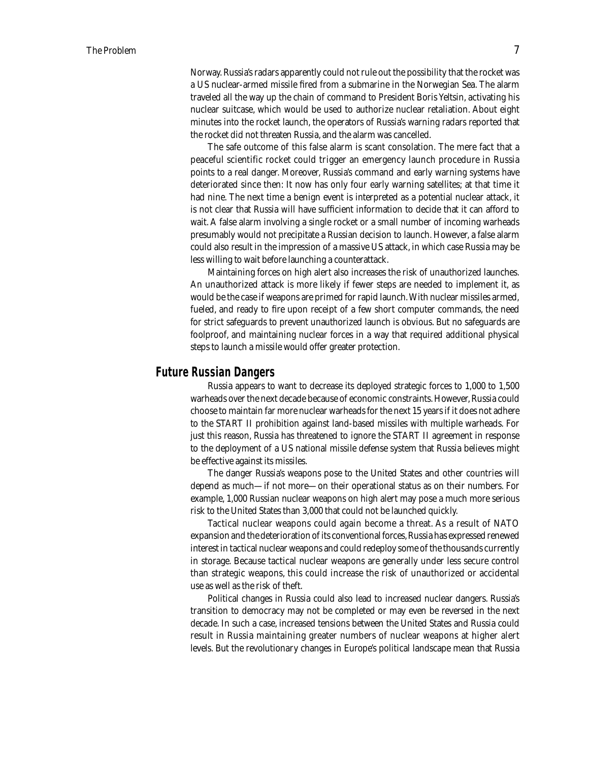Norway. Russia's radars apparently could not rule out the possibility that the rocket was a US nuclear-armed missile fired from a submarine in the Norwegian Sea. The alarm traveled all the way up the chain of command to President Boris Yeltsin, activating his nuclear suitcase, which would be used to authorize nuclear retaliation. About eight minutes into the rocket launch, the operators of Russia's warning radars reported that the rocket did not threaten Russia, and the alarm was cancelled.

The safe outcome of this false alarm is scant consolation. The mere fact that a peaceful scientific rocket could trigger an emergency launch procedure in Russia points to a real danger. Moreover, Russia's command and early warning systems have deteriorated since then: It now has only four early warning satellites; at that time it had nine. The next time a benign event is interpreted as a potential nuclear attack, it is not clear that Russia will have sufficient information to decide that it can afford to wait. A false alarm involving a single rocket or a small number of incoming warheads presumably would not precipitate a Russian decision to launch. However, a false alarm could also result in the impression of a massive US attack, in which case Russia may be less willing to wait before launching a counterattack.

Maintaining forces on high alert also increases the risk of unauthorized launches. An unauthorized attack is more likely if fewer steps are needed to implement it, as would be the case if weapons are primed for rapid launch. With nuclear missiles armed, fueled, and ready to fire upon receipt of a few short computer commands, the need for strict safeguards to prevent unauthorized launch is obvious. But no safeguards are foolproof, and maintaining nuclear forces in a way that required additional physical steps to launch a missile would offer greater protection.

## Future Russian Dangers

Russia appears to want to decrease its deployed strategic forces to 1,000 to 1,500 warheads over the next decade because of economic constraints. However, Russia could choose to maintain far more nuclear warheads for the next 15 years if it does not adhere to the START II prohibition against land-based missiles with multiple warheads. For just this reason, Russia has threatened to ignore the START II agreement in response to the deployment of a US national missile defense system that Russia believes might be effective against its missiles.

The danger Russia's weapons pose to the United States and other countries will depend as much—if not more—on their operational status as on their numbers. For example, 1,000 Russian nuclear weapons on high alert may pose a much more serious risk to the United States than 3,000 that could not be launched quickly.

Tactical nuclear weapons could again become a threat. As a result of NATO expansion and the deterioration of its conventional forces, Russia has expressed renewed interest in tactical nuclear weapons and could redeploy some of the thousands currently in storage. Because tactical nuclear weapons are generally under less secure control than strategic weapons, this could increase the risk of unauthorized or accidental use as well as the risk of theft.

Political changes in Russia could also lead to increased nuclear dangers. Russia's transition to democracy may not be completed or may even be reversed in the next decade. In such a case, increased tensions between the United States and Russia could result in Russia maintaining greater numbers of nuclear weapons at higher alert levels. But the revolutionary changes in Europe's political landscape mean that Russia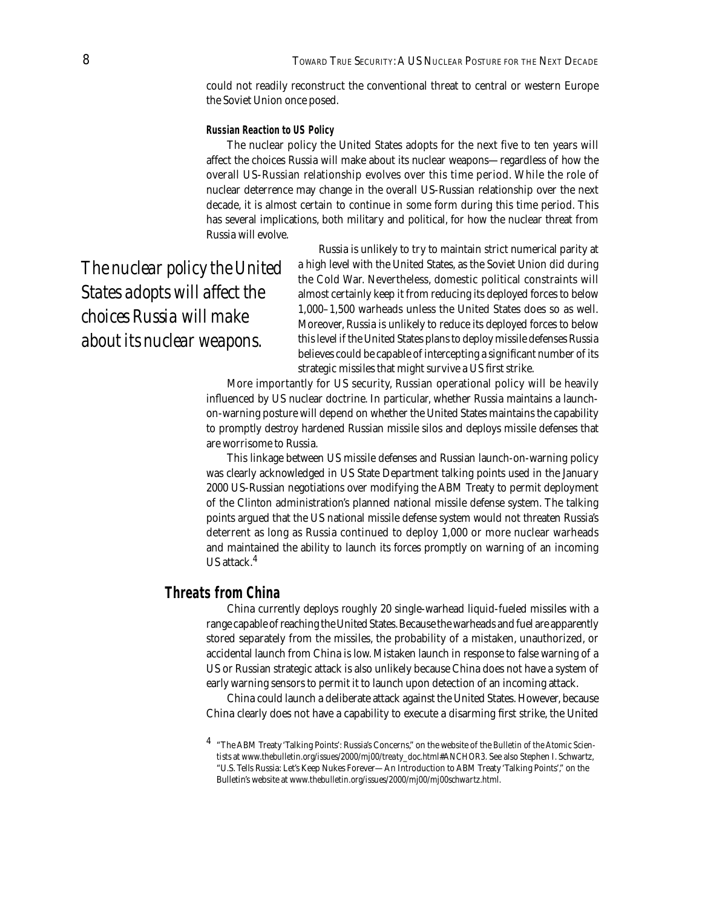could not readily reconstruct the conventional threat to central or western Europe the Soviet Union once posed.

#### Russian Reaction to US Policy

The nuclear policy the United States adopts for the next five to ten years will affect the choices Russia will make about its nuclear weapons—regardless of how the overall US-Russian relationship evolves over this time period. While the role of nuclear deterrence may change in the overall US-Russian relationship over the next decade, it is almost certain to continue in some form during this time period. This has several implications, both military and political, for how the nuclear threat from Russia will evolve.

*The nuclear policy the United States adopts will affect the choices Russia will make about its nuclear weapons.*

Russia is unlikely to try to maintain strict numerical parity at a high level with the United States, as the Soviet Union did during the Cold War. Nevertheless, domestic political constraints will almost certainly keep it from reducing its deployed forces to below 1,000–1,500 warheads unless the United States does so as well. Moreover, Russia is unlikely to reduce its deployed forces to below this level if the United States plans to deploy missile defenses Russia believes could be capable of intercepting a significant number of its strategic missiles that might survive a US first strike.

More importantly for US security, Russian operational policy will be heavily influenced by US nuclear doctrine. In particular, whether Russia maintains a launch-on-warning posture will depend on whether the United States maintains the capability to promptly destroy hardened Russian missile silos and deploys missile defenses that are worrisome to Russia.

This linkage between US missile defenses and Russian launch-on-warning policy was clearly acknowledged in US State Department talking points used in the January 2000 US-Russian negotiations over modifying the ABM Treaty to permit deployment of the Clinton administration's planned national missile defense system. The talking points argued that the US national missile defense system would not threaten Russia's deterrent as long as Russia continued to deploy 1,000 or more nuclear warheads and maintained the ability to launch its forces promptly on warning of an incoming US attack.[4]

### Threats from China

China currently deploys roughly 20 single-warhead liquid-fueled missiles with a range capable of reaching the United States. Because the warheads and fuel are apparently stored separately from the missiles, the probability of a mistaken, unauthorized, or accidental launch from China is low. Mistaken launch in response to false warning of a US or Russian strategic attack is also unlikely because China does not have a system of early warning sensors to permit it to launch upon detection of an incoming attack.

China could launch a deliberate attack against the United States. However, because China clearly does not have a capability to execute a disarming first strike, the United

[4] "The ABM Treaty 'Talking Points': Russia's Concerns," on the website of the *Bulletin of the Atomic Scientists* at www.thebulletin.org/issues/2000/mj00/treaty_doc.html#ANCHOR3. See also Stephen I. Schwartz, "U.S. Tells Russia: Let's Keep Nukes Forever—An Introduction to ABM Treaty 'Talking Points'," on the Bulletin's website at www.thebulletin.org/issues/2000/mj00/mj00schwartz.html.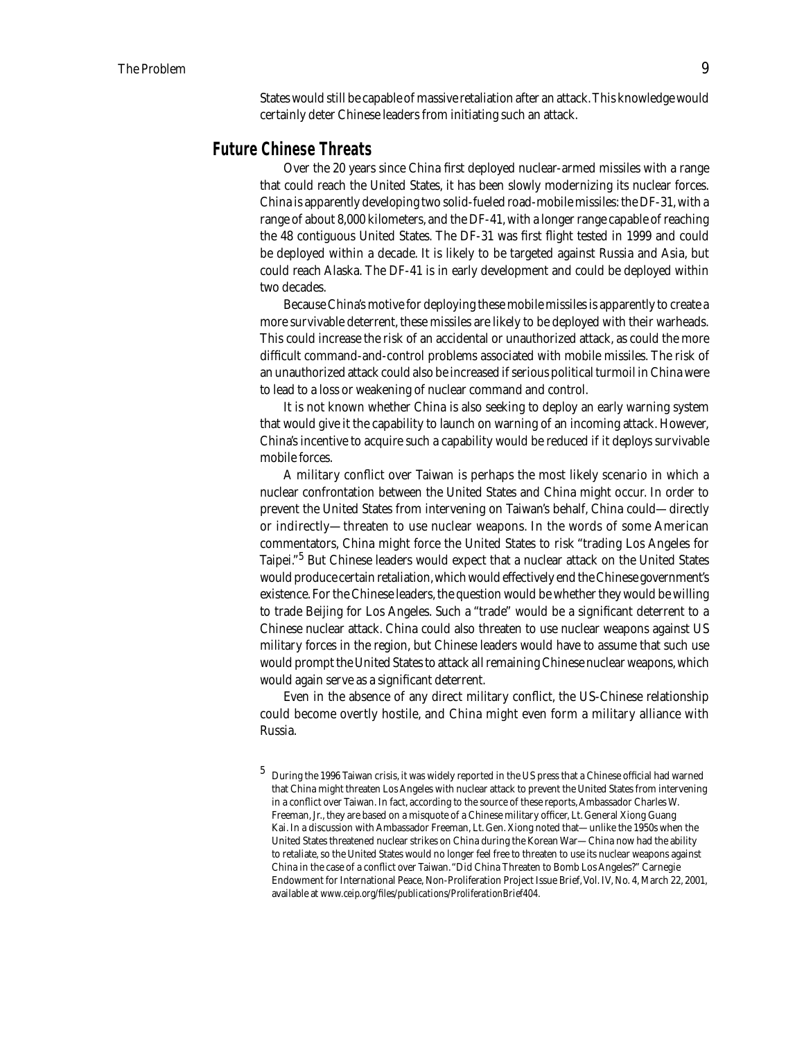States would still be capable of massive retaliation after an attack. This knowledge would certainly deter Chinese leaders from initiating such an attack.

## Future Chinese Threats

Over the 20 years since China first deployed nuclear-armed missiles with a range that could reach the United States, it has been slowly modernizing its nuclear forces. China is apparently developing two solid-fueled road-mobile missiles: the DF-31, with a range of about 8,000 kilometers, and the DF-41, with a longer range capable of reaching the 48 contiguous United States. The DF-31 was first flight tested in 1999 and could be deployed within a decade. It is likely to be targeted against Russia and Asia, but could reach Alaska. The DF-41 is in early development and could be deployed within two decades.

Because China's motive for deploying these mobile missiles is apparently to create a more survivable deterrent, these missiles are likely to be deployed with their warheads. This could increase the risk of an accidental or unauthorized attack, as could the more difficult command-and-control problems associated with mobile missiles. The risk of an unauthorized attack could also be increased if serious political turmoil in China were to lead to a loss or weakening of nuclear command and control.

It is not known whether China is also seeking to deploy an early warning system that would give it the capability to launch on warning of an incoming attack. However, China's incentive to acquire such a capability would be reduced if it deploys survivable mobile forces.

A military conflict over Taiwan is perhaps the most likely scenario in which a nuclear confrontation between the United States and China might occur. In order to prevent the United States from intervening on Taiwan's behalf, China could—directly or indirectly—threaten to use nuclear weapons. In the words of some American commentators, China might force the United States to risk "trading Los Angeles for Taipei."[5] But Chinese leaders would expect that a nuclear attack on the United States would produce certain retaliation, which would effectively end the Chinese government's existence. For the Chinese leaders, the question would be whether they would be willing to trade Beijing for Los Angeles. Such a "trade" would be a significant deterrent to a Chinese nuclear attack. China could also threaten to use nuclear weapons against US military forces in the region, but Chinese leaders would have to assume that such use would prompt the United States to attack all remaining Chinese nuclear weapons, which would again serve as a significant deterrent.

Even in the absence of any direct military conflict, the US-Chinese relationship could become overtly hostile, and China might even form a military alliance with Russia.

[5] During the 1996 Taiwan crisis, it was widely reported in the US press that a Chinese official had warned that China might threaten Los Angeles with nuclear attack to prevent the United States from intervening in a conflict over Taiwan. In fact, according to the source of these reports, Ambassador Charles W. Freeman, Jr., they are based on a misquote of a Chinese military officer, Lt. General Xiong Guang Kai. In a discussion with Ambassador Freeman, Lt. Gen. Xiong noted that—unlike the 1950s when the United States threatened nuclear strikes on China during the Korean War—China now had the ability to retaliate, so the United States would no longer feel free to threaten to use its nuclear weapons against China in the case of a conflict over Taiwan. "Did China Threaten to Bomb Los Angeles?" Carnegie Endowment for International Peace, Non-Proliferation Project Issue Brief, Vol. IV, No. 4, March 22, 2001, available at www.ceip.org/files/publications/ProliferationBrief404.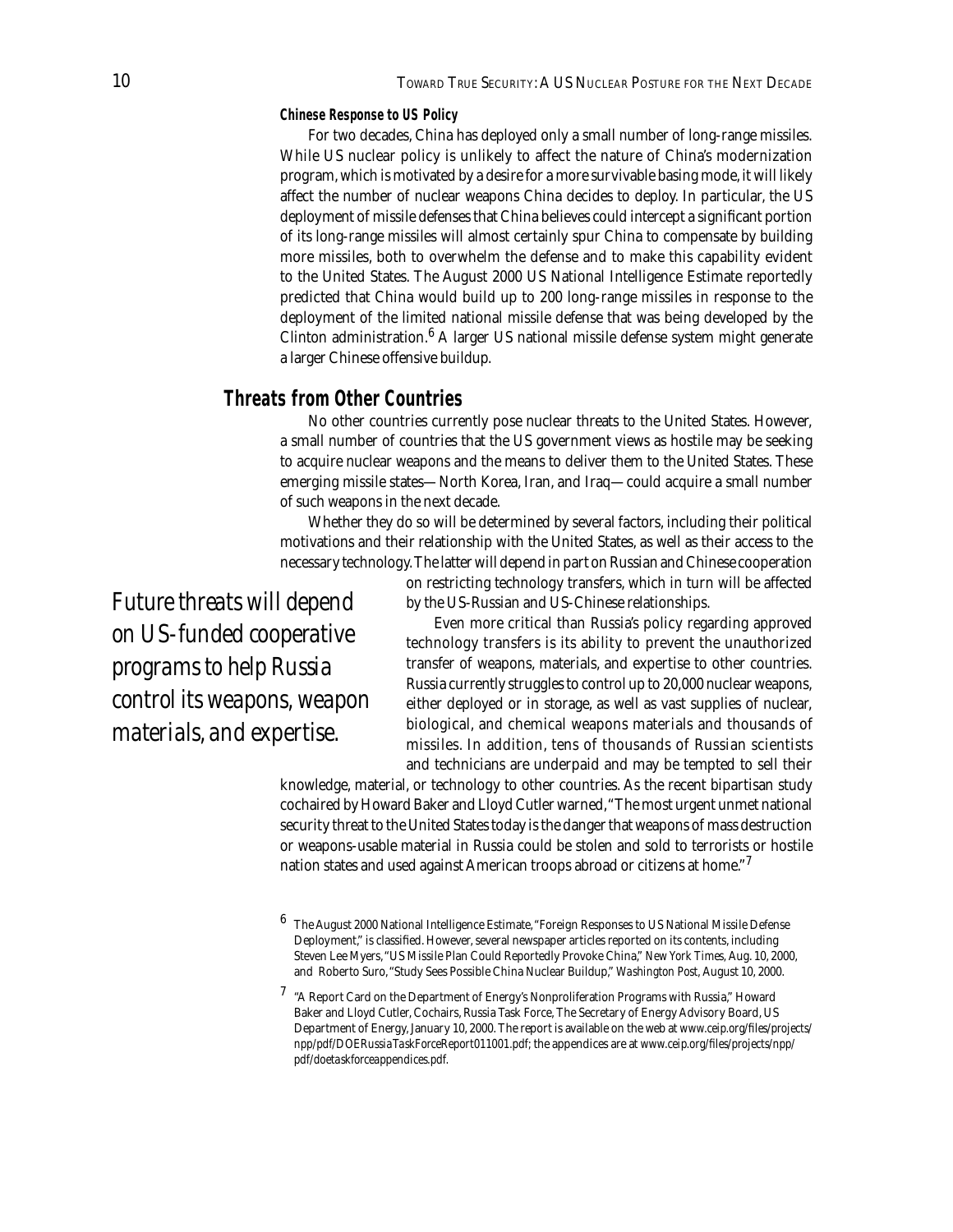#### Chinese Response to US Policy

For two decades, China has deployed only a small number of long-range missiles. While US nuclear policy is unlikely to affect the nature of China's modernization program, which is motivated by a desire for a more survivable basing mode, it will likely affect the number of nuclear weapons China decides to deploy. In particular, the US deployment of missile defenses that China believes could intercept a significant portion of its long-range missiles will almost certainly spur China to compensate by building more missiles, both to overwhelm the defense and to make this capability evident to the United States. The August 2000 US National Intelligence Estimate reportedly predicted that China would build up to 200 long-range missiles in response to the deployment of the limited national missile defense that was being developed by the Clinton administration.[6] A larger US national missile defense system might generate a larger Chinese offensive buildup.

### Threats from Other Countries

No other countries currently pose nuclear threats to the United States. However, a small number of countries that the US government views as hostile may be seeking to acquire nuclear weapons and the means to deliver them to the United States. These emerging missile states—North Korea, Iran, and Iraq—could acquire a small number of such weapons in the next decade.

Whether they do so will be determined by several factors, including their political motivations and their relationship with the United States, as well as their access to the necessary technology. The latter will depend in part on Russian and Chinese cooperation on restricting technology transfers, which in turn will be affected by the US-Russian and US-Chinese relationships.

*Future threats will depend on US-funded cooperative programs to help Russia control its weapons, weapon materials, and expertise.*

Even more critical than Russia's policy regarding approved technology transfers is its ability to prevent the unauthorized transfer of weapons, materials, and expertise to other countries. Russia currently struggles to control up to 20,000 nuclear weapons, either deployed or in storage, as well as vast supplies of nuclear, biological, and chemical weapons materials and thousands of missiles. In addition, tens of thousands of Russian scientists and technicians are underpaid and may be tempted to sell their knowledge, material, or technology to other countries. As the recent bipartisan study cochaired by Howard Baker and Lloyd Cutler warned, "The most urgent unmet national security threat to the United States today is the danger that weapons of mass destruction or weapons-usable material in Russia could be stolen and sold to terrorists or hostile nation states and used against American troops abroad or citizens at home."[7]

[6] The August 2000 National Intelligence Estimate, "Foreign Responses to US National Missile Defense Deployment," is classified. However, several newspaper articles reported on its contents, including Steven Lee Myers, "US Missile Plan Could Reportedly Provoke China," *New York Times*, Aug. 10, 2000, and Roberto Suro, "Study Sees Possible China Nuclear Buildup," *Washington Post*, August 10, 2000.

[7] "A Report Card on the Department of Energy's Nonproliferation Programs with Russia," Howard Baker and Lloyd Cutler, Cochairs, Russia Task Force, The Secretary of Energy Advisory Board, US Department of Energy, January 10, 2000. The report is available on the web at www.ceip.org/files/projects/npp/pdf/DOERussiaTaskForceReport011001.pdf; the appendices are at www.ceip.org/files/projects/npp/pdf/doetaskforceappendices.pdf.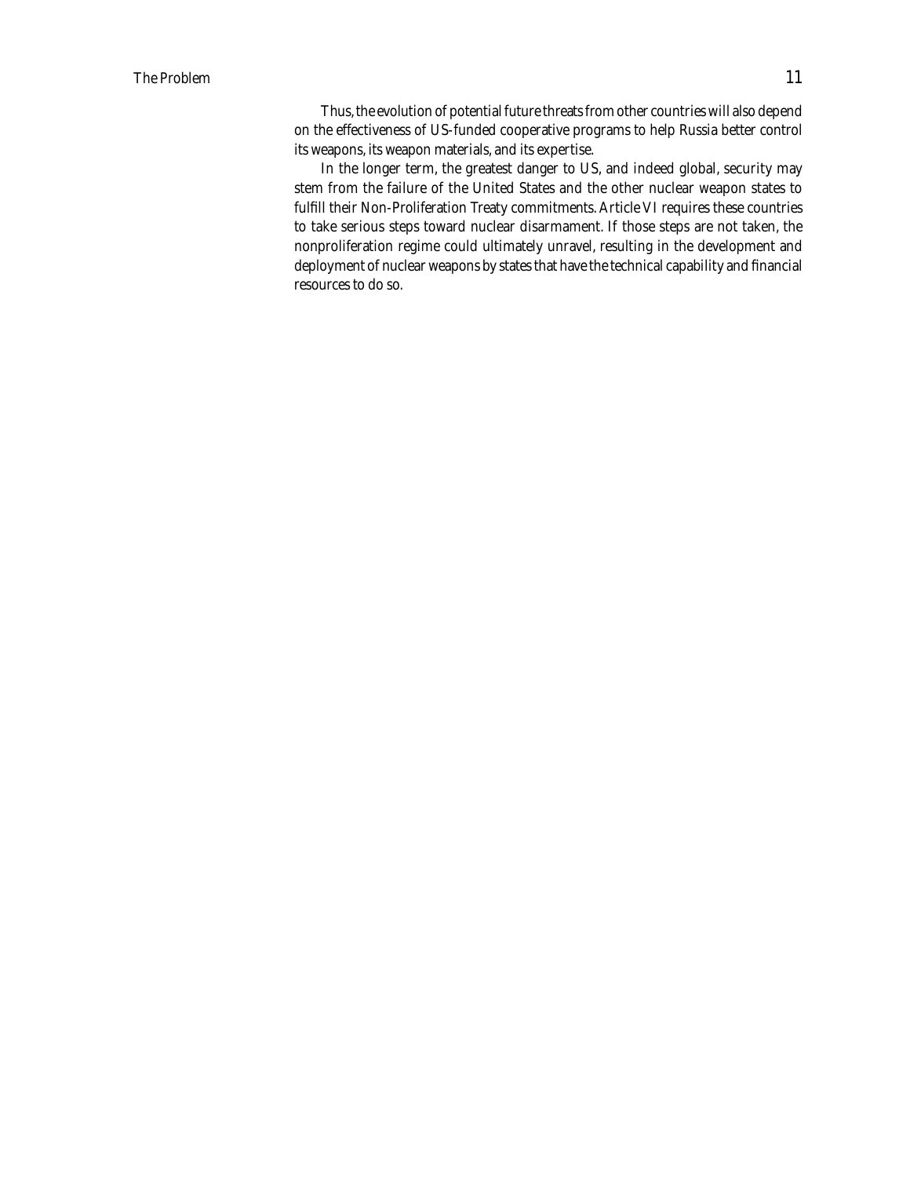Thus, the evolution of potential future threats from other countries will also depend on the effectiveness of US-funded cooperative programs to help Russia better control its weapons, its weapon materials, and its expertise.

In the longer term, the greatest danger to US, and indeed global, security may stem from the failure of the United States and the other nuclear weapon states to fulfill their Non-Proliferation Treaty commitments. Article VI requires these countries to take serious steps toward nuclear disarmament. If those steps are not taken, the nonproliferation regime could ultimately unravel, resulting in the development and deployment of nuclear weapons by states that have the technical capability and financial resources to do so.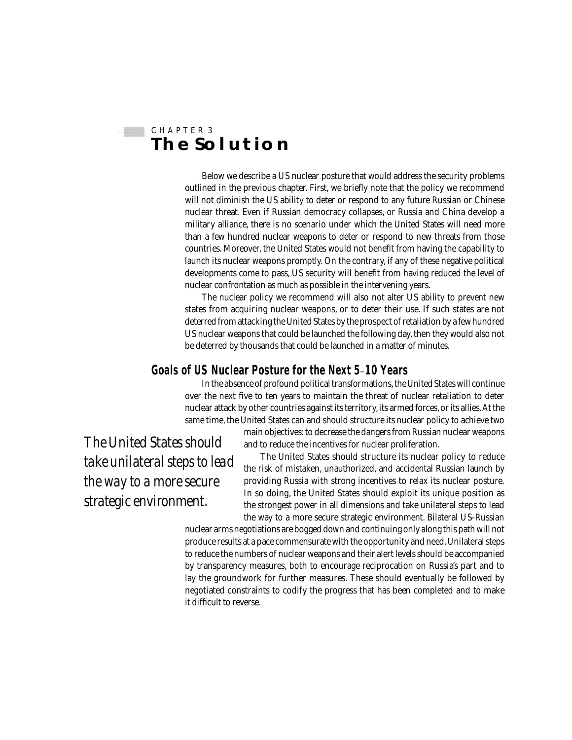CHAPTER 3

# The Solution

Below we describe a US nuclear posture that would address the security problems outlined in the previous chapter. First, we briefly note that the policy we recommend will not diminish the US ability to deter or respond to any future Russian or Chinese nuclear threat. Even if Russian democracy collapses, or Russia and China develop a military alliance, there is no scenario under which the United States will need more than a few hundred nuclear weapons to deter or respond to new threats from those countries. Moreover, the United States would not benefit from having the capability to launch its nuclear weapons promptly. On the contrary, if any of these negative political developments come to pass, US security will benefit from having reduced the level of nuclear confrontation as much as possible in the intervening years.

The nuclear policy we recommend will also not alter US ability to prevent new states from acquiring nuclear weapons, or to deter their use. If such states are not deterred from attacking the United States by the prospect of retaliation by a few hundred US nuclear weapons that could be launched the following day, then they would also not be deterred by thousands that could be launched in a matter of minutes.

## Goals of US Nuclear Posture for the Next 5–10 Years

In the absence of profound political transformations, the United States will continue over the next five to ten years to maintain the threat of nuclear retaliation to deter nuclear attack by other countries against its territory, its armed forces, or its allies. At the same time, the United States can and should structure its nuclear policy to achieve two main objectives: to decrease the dangers from Russian nuclear weapons and to reduce the incentives for nuclear proliferation.

*The United States should take unilateral steps to lead the way to a more secure strategic environment.*

The United States should structure its nuclear policy to reduce the risk of mistaken, unauthorized, and accidental Russian launch by providing Russia with strong incentives to relax its nuclear posture. In so doing, the United States should exploit its unique position as the strongest power in all dimensions and take unilateral steps to lead the way to a more secure strategic environment. Bilateral US-Russian nuclear arms negotiations are bogged down and continuing only along this path will not produce results at a pace commensurate with the opportunity and need. Unilateral steps to reduce the numbers of nuclear weapons and their alert levels should be accompanied by transparency measures, both to encourage reciprocation on Russia's part and to lay the groundwork for further measures. These should eventually be followed by negotiated constraints to codify the progress that has been completed and to make it difficult to reverse.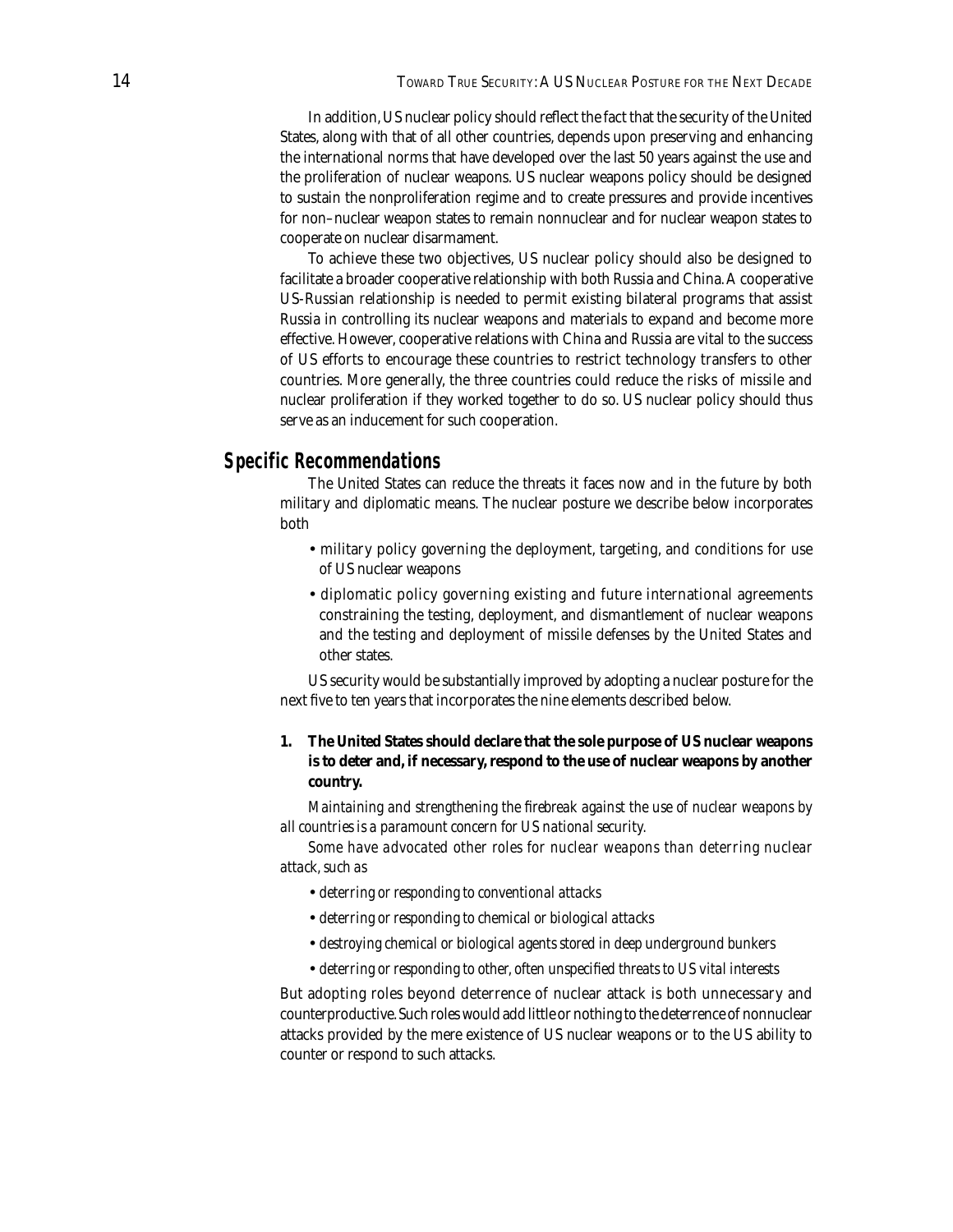In addition, US nuclear policy should reflect the fact that the security of the United States, along with that of all other countries, depends upon preserving and enhancing the international norms that have developed over the last 50 years against the use and the proliferation of nuclear weapons. US nuclear weapons policy should be designed to sustain the nonproliferation regime and to create pressures and provide incentives for non–nuclear weapon states to remain nonnuclear and for nuclear weapon states to cooperate on nuclear disarmament.

To achieve these two objectives, US nuclear policy should also be designed to facilitate a broader cooperative relationship with both Russia and China. A cooperative US-Russian relationship is needed to permit existing bilateral programs that assist Russia in controlling its nuclear weapons and materials to expand and become more effective. However, cooperative relations with China and Russia are vital to the success of US efforts to encourage these countries to restrict technology transfers to other countries. More generally, the three countries could reduce the risks of missile and nuclear proliferation if they worked together to do so. US nuclear policy should thus serve as an inducement for such cooperation.

## Specific Recommendations

The United States can reduce the threats it faces now and in the future by both military and diplomatic means. The nuclear posture we describe below incorporates both

- military policy governing the deployment, targeting, and conditions for use of US nuclear weapons
- diplomatic policy governing existing and future international agreements constraining the testing, deployment, and dismantlement of nuclear weapons and the testing and deployment of missile defenses by the United States and other states.

US security would be substantially improved by adopting a nuclear posture for the next five to ten years that incorporates the nine elements described below.

**1. The United States should declare that the sole purpose of US nuclear weapons is to deter and, if necessary, respond to the use of nuclear weapons by another country.**

*Maintaining and strengthening the firebreak against the use of nuclear weapons by all countries is a paramount concern for US national security.*

*Some have advocated other roles for nuclear weapons than deterring nuclear attack, such as*

- *deterring or responding to conventional attacks*
- *deterring or responding to chemical or biological attacks*
- *destroying chemical or biological agents stored in deep underground bunkers*
- *deterring or responding to other, often unspecified threats to US vital interests*

But adopting roles beyond deterrence of nuclear attack is both unnecessary and counterproductive. Such roles would add little or nothing to the deterrence of nonnuclear attacks provided by the mere existence of US nuclear weapons or to the US ability to counter or respond to such attacks.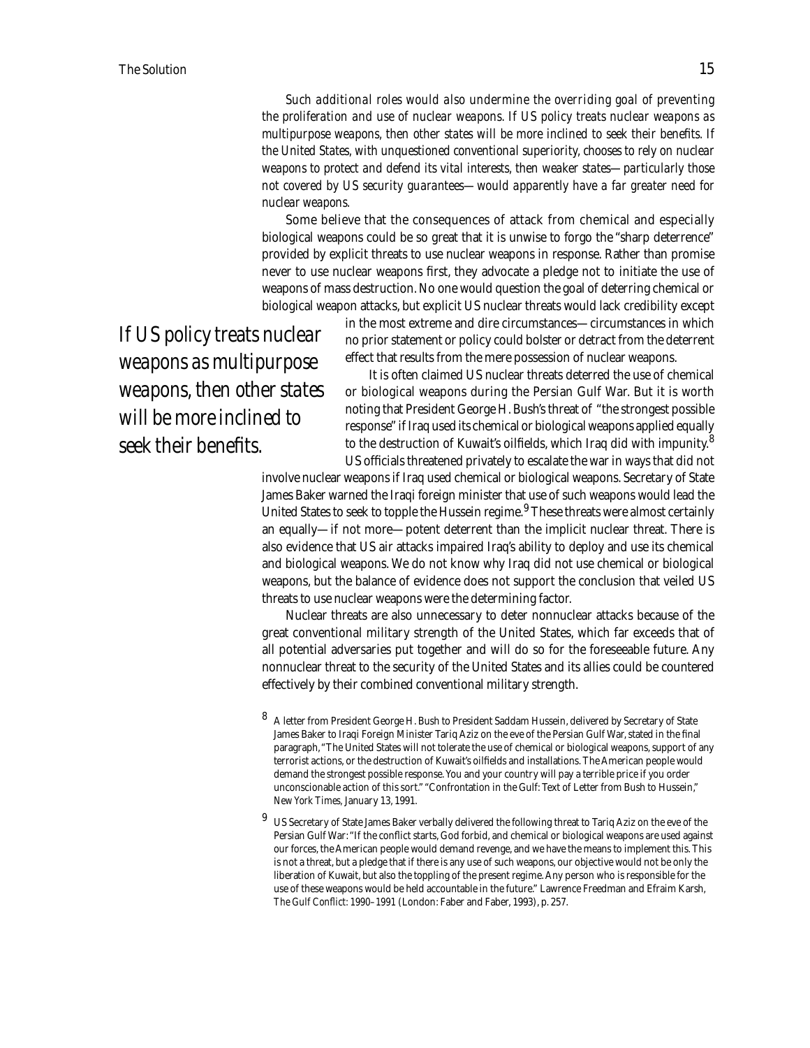*Such additional roles would also undermine the overriding goal of preventing the proliferation and use of nuclear weapons. If US policy treats nuclear weapons as multipurpose weapons, then other states will be more inclined to seek their benefits. If the United States, with unquestioned conventional superiority, chooses to rely on nuclear weapons to protect and defend its vital interests, then weaker states—particularly those not covered by US security guarantees—would apparently have a far greater need for nuclear weapons.*

Some believe that the consequences of attack from chemical and especially biological weapons could be so great that it is unwise to forgo the "sharp deterrence" provided by explicit threats to use nuclear weapons in response. Rather than promise never to use nuclear weapons first, they advocate a pledge not to initiate the use of weapons of mass destruction. No one would question the goal of deterring chemical or biological weapon attacks, but explicit US nuclear threats would lack credibility except in the most extreme and dire circumstances—circumstances in which no prior statement or policy could bolster or detract from the deterrent effect that results from the mere possession of nuclear weapons.

> *If US policy treats nuclear weapons as multipurpose weapons, then other states will be more inclined to seek their benefits.*

It is often claimed US nuclear threats deterred the use of chemical or biological weapons during the Persian Gulf War. But it is worth noting that President George H. Bush's threat of "the strongest possible response" if Iraq used its chemical or biological weapons applied equally to the destruction of Kuwait's oilfields, which Iraq did with impunity.[8] US officials threatened privately to escalate the war in ways that did not involve nuclear weapons if Iraq used chemical or biological weapons. Secretary of State James Baker warned the Iraqi foreign minister that use of such weapons would lead the United States to seek to topple the Hussein regime.[9] These threats were almost certainly an equally—if not more—potent deterrent than the implicit nuclear threat. There is also evidence that US air attacks impaired Iraq's ability to deploy and use its chemical and biological weapons. We do not know why Iraq did not use chemical or biological weapons, but the balance of evidence does not support the conclusion that veiled US threats to use nuclear weapons were the determining factor.

Nuclear threats are also unnecessary to deter nonnuclear attacks because of the great conventional military strength of the United States, which far exceeds that of all potential adversaries put together and will do so for the foreseeable future. Any nonnuclear threat to the security of the United States and its allies could be countered effectively by their combined conventional military strength.

[8] A letter from President George H. Bush to President Saddam Hussein, delivered by Secretary of State James Baker to Iraqi Foreign Minister Tariq Aziz on the eve of the Persian Gulf War, stated in the final paragraph, "The United States will not tolerate the use of chemical or biological weapons, support of any terrorist actions, or the destruction of Kuwait's oilfields and installations. The American people would demand the strongest possible response. You and your country will pay a terrible price if you order unconscionable action of this sort." "Confrontation in the Gulf: Text of Letter from Bush to Hussein," *New York Times*, January 13, 1991.

[9] US Secretary of State James Baker verbally delivered the following threat to Tariq Aziz on the eve of the Persian Gulf War: "If the conflict starts, God forbid, and chemical or biological weapons are used against our forces, the American people would demand revenge, and we have the means to implement this. This is not a threat, but a pledge that if there is any use of such weapons, our objective would not be only the liberation of Kuwait, but also the toppling of the present regime. Any person who is responsible for the use of these weapons would be held accountable in the future." Lawrence Freedman and Efraim Karsh, *The Gulf Conflict: 1990–1991* (London: Faber and Faber, 1993), p. 257.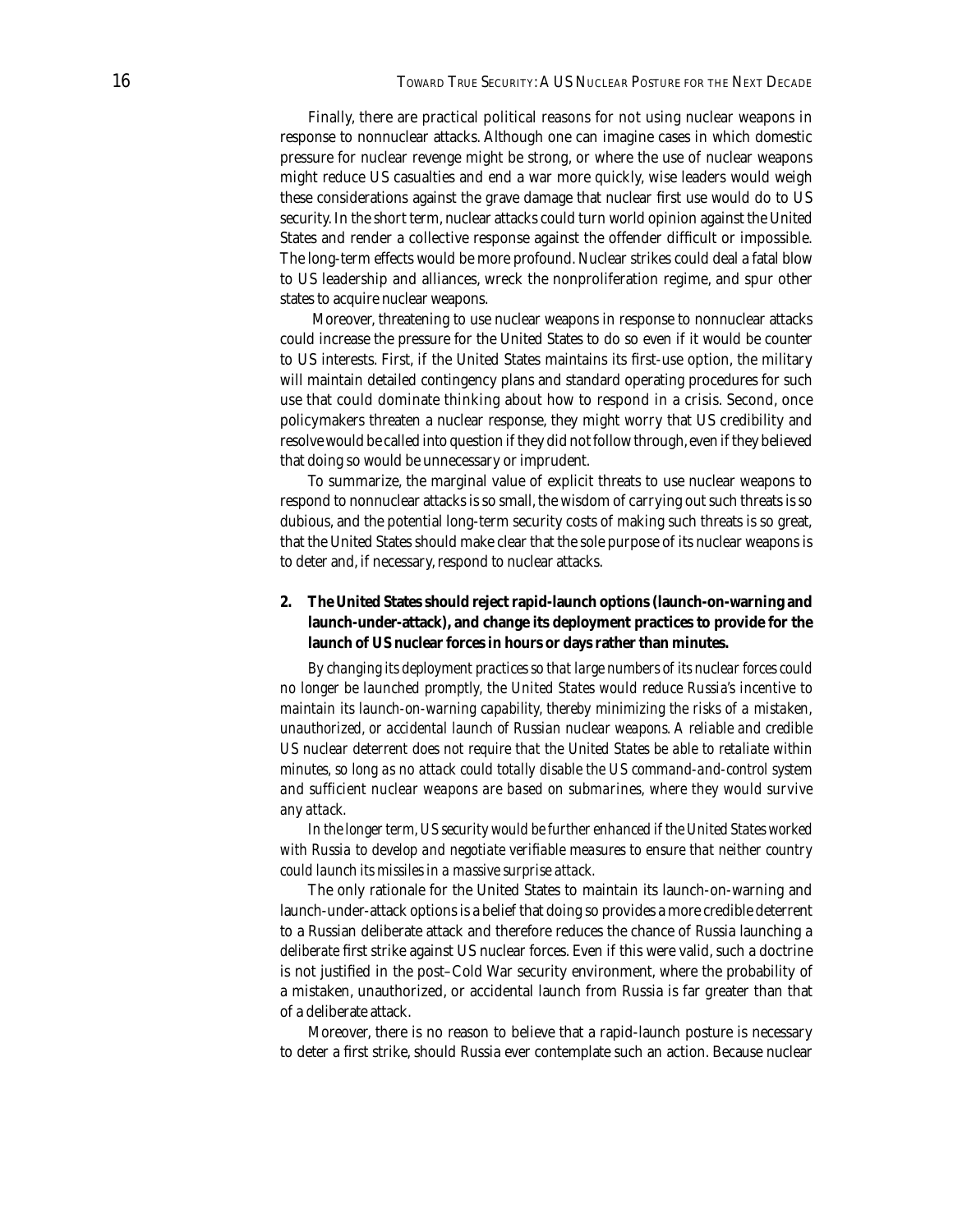Finally, there are practical political reasons for not using nuclear weapons in response to nonnuclear attacks. Although one can imagine cases in which domestic pressure for nuclear revenge might be strong, or where the use of nuclear weapons might reduce US casualties and end a war more quickly, wise leaders would weigh these considerations against the grave damage that nuclear first use would do to US security. In the short term, nuclear attacks could turn world opinion against the United States and render a collective response against the offender difficult or impossible. The long-term effects would be more profound. Nuclear strikes could deal a fatal blow to US leadership and alliances, wreck the nonproliferation regime, and spur other states to acquire nuclear weapons.

Moreover, threatening to use nuclear weapons in response to nonnuclear attacks could increase the pressure for the United States to do so even if it would be counter to US interests. First, if the United States maintains its first-use option, the military will maintain detailed contingency plans and standard operating procedures for such use that could dominate thinking about how to respond in a crisis. Second, once policymakers threaten a nuclear response, they might worry that US credibility and resolve would be called into question if they did not follow through, even if they believed that doing so would be unnecessary or imprudent.

To summarize, the marginal value of explicit threats to use nuclear weapons to respond to nonnuclear attacks is so small, the wisdom of carrying out such threats is so dubious, and the potential long-term security costs of making such threats is so great, that the United States should make clear that the sole purpose of its nuclear weapons is to deter and, if necessary, respond to nuclear attacks.

**2. The United States should reject rapid-launch options (launch-on-warning and launch-under-attack), and change its deployment practices to provide for the launch of US nuclear forces in hours or days rather than minutes.**

*By changing its deployment practices so that large numbers of its nuclear forces could no longer be launched promptly, the United States would reduce Russia's incentive to maintain its launch-on-warning capability, thereby minimizing the risks of a mistaken, unauthorized, or accidental launch of Russian nuclear weapons. A reliable and credible US nuclear deterrent does not require that the United States be able to retaliate within minutes, so long as no attack could totally disable the US command-and-control system and sufficient nuclear weapons are based on submarines, where they would survive any attack.*

*In the longer term, US security would be further enhanced if the United States worked with Russia to develop and negotiate verifiable measures to ensure that neither country could launch its missiles in a massive surprise attack.*

The only rationale for the United States to maintain its launch-on-warning and launch-under-attack options is a belief that doing so provides a more credible deterrent to a Russian deliberate attack and therefore reduces the chance of Russia launching a deliberate first strike against US nuclear forces. Even if this were valid, such a doctrine is not justified in the post–Cold War security environment, where the probability of a mistaken, unauthorized, or accidental launch from Russia is far greater than that of a deliberate attack.

Moreover, there is no reason to believe that a rapid-launch posture is necessary to deter a first strike, should Russia ever contemplate such an action. Because nuclear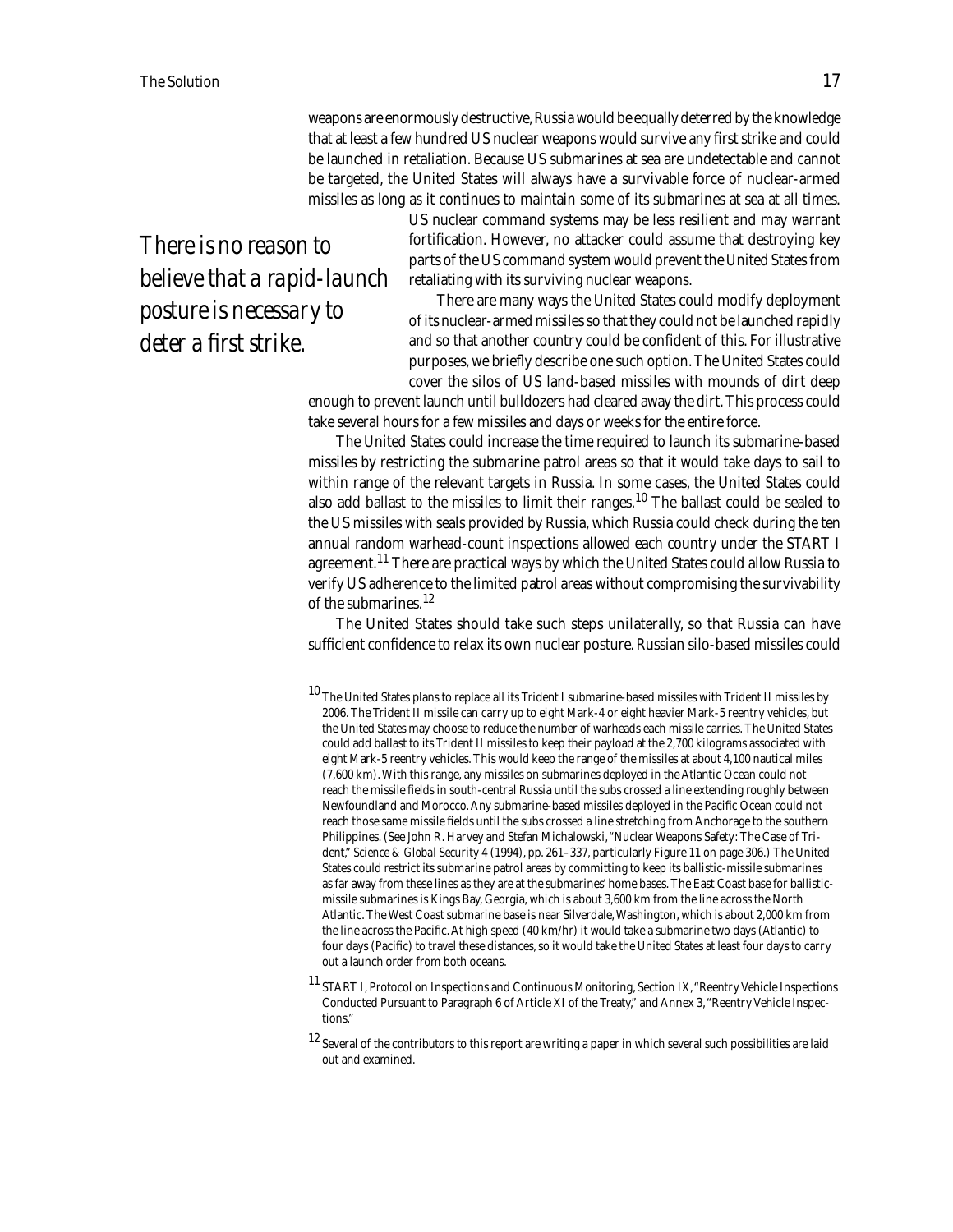weapons are enormously destructive, Russia would be equally deterred by the knowledge that at least a few hundred US nuclear weapons would survive any first strike and could be launched in retaliation. Because US submarines at sea are undetectable and cannot be targeted, the United States will always have a survivable force of nuclear-armed missiles as long as it continues to maintain some of its submarines at sea at all times. US nuclear command systems may be less resilient and may warrant fortification. However, no attacker could assume that destroying key parts of the US command system would prevent the United States from retaliating with its surviving nuclear weapons.

*There is no reason to believe that a rapid-launch posture is necessary to deter a first strike.*

There are many ways the United States could modify deployment of its nuclear-armed missiles so that they could not be launched rapidly and so that another country could be confident of this. For illustrative purposes, we briefly describe one such option. The United States could cover the silos of US land-based missiles with mounds of dirt deep enough to prevent launch until bulldozers had cleared away the dirt. This process could take several hours for a few missiles and days or weeks for the entire force.

The United States could increase the time required to launch its submarine-based missiles by restricting the submarine patrol areas so that it would take days to sail to within range of the relevant targets in Russia. In some cases, the United States could also add ballast to the missiles to limit their ranges.[10] The ballast could be sealed to the US missiles with seals provided by Russia, which Russia could check during the ten annual random warhead-count inspections allowed each country under the START I agreement.[11] There are practical ways by which the United States could allow Russia to verify US adherence to the limited patrol areas without compromising the survivability of the submarines.[12]

The United States should take such steps unilaterally, so that Russia can have sufficient confidence to relax its own nuclear posture. Russian silo-based missiles could

[10] The United States plans to replace all its Trident I submarine-based missiles with Trident II missiles by 2006. The Trident II missile can carry up to eight Mark-4 or eight heavier Mark-5 reentry vehicles, but the United States may choose to reduce the number of warheads each missile carries. The United States could add ballast to its Trident II missiles to keep their payload at the 2,700 kilograms associated with eight Mark-5 reentry vehicles. This would keep the range of the missiles at about 4,100 nautical miles (7,600 km). With this range, any missiles on submarines deployed in the Atlantic Ocean could not reach the missile fields in south-central Russia until the subs crossed a line extending roughly between Newfoundland and Morocco. Any submarine-based missiles deployed in the Pacific Ocean could not reach those same missile fields until the subs crossed a line stretching from Anchorage to the southern Philippines. (See John R. Harvey and Stefan Michalowski, "Nuclear Weapons Safety: The Case of Trident," *Science & Global Security* 4 (1994), pp. 261–337, particularly Figure 11 on page 306.) The United States could restrict its submarine patrol areas by committing to keep its ballistic-missile submarines as far away from these lines as they are at the submarines' home bases. The East Coast base for ballistic-missile submarines is Kings Bay, Georgia, which is about 3,600 km from the line across the North Atlantic. The West Coast submarine base is near Silverdale, Washington, which is about 2,000 km from the line across the Pacific. At high speed (40 km/hr) it would take a submarine two days (Atlantic) to four days (Pacific) to travel these distances, so it would take the United States at least four days to carry out a launch order from both oceans.

[11] START I, Protocol on Inspections and Continuous Monitoring, Section IX, "Reentry Vehicle Inspections Conducted Pursuant to Paragraph 6 of Article XI of the Treaty," and Annex 3, "Reentry Vehicle Inspections."

[12] Several of the contributors to this report are writing a paper in which several such possibilities are laid out and examined.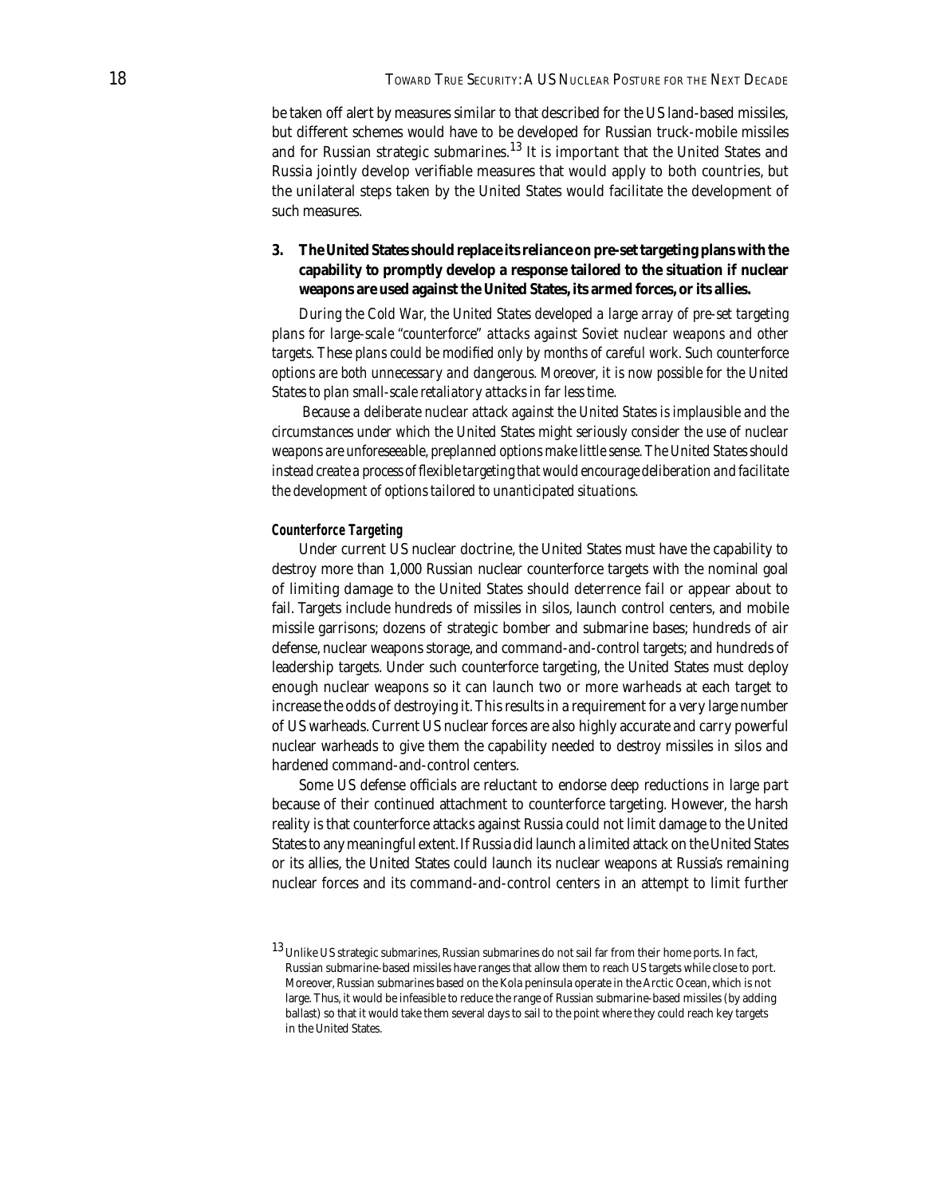be taken off alert by measures similar to that described for the US land-based missiles, but different schemes would have to be developed for Russian truck-mobile missiles and for Russian strategic submarines.[13] It is important that the United States and Russia jointly develop verifiable measures that would apply to both countries, but the unilateral steps taken by the United States would facilitate the development of such measures.

**3. The United States should replace its reliance on pre-set targeting plans with the capability to promptly develop a response tailored to the situation if nuclear weapons are used against the United States, its armed forces, or its allies.**

*During the Cold War, the United States developed a large array of pre-set targeting plans for large-scale "counterforce" attacks against Soviet nuclear weapons and other targets. These plans could be modified only by months of careful work. Such counterforce options are both unnecessary and dangerous. Moreover, it is now possible for the United States to plan small-scale retaliatory attacks in far less time.*

*Because a deliberate nuclear attack against the United States is implausible and the circumstances under which the United States might seriously consider the use of nuclear weapons are unforeseeable, preplanned options make little sense. The United States should instead create a process of flexible targeting that would encourage deliberation and facilitate the development of options tailored to unanticipated situations.*

***Counterforce Targeting***

Under current US nuclear doctrine, the United States must have the capability to destroy more than 1,000 Russian nuclear counterforce targets with the nominal goal of limiting damage to the United States should deterrence fail or appear about to fail. Targets include hundreds of missiles in silos, launch control centers, and mobile missile garrisons; dozens of strategic bomber and submarine bases; hundreds of air defense, nuclear weapons storage, and command-and-control targets; and hundreds of leadership targets. Under such counterforce targeting, the United States must deploy enough nuclear weapons so it can launch two or more warheads at each target to increase the odds of destroying it. This results in a requirement for a very large number of US warheads. Current US nuclear forces are also highly accurate and carry powerful nuclear warheads to give them the capability needed to destroy missiles in silos and hardened command-and-control centers.

Some US defense officials are reluctant to endorse deep reductions in large part because of their continued attachment to counterforce targeting. However, the harsh reality is that counterforce attacks against Russia could not limit damage to the United States to any meaningful extent. If Russia did launch a limited attack on the United States or its allies, the United States could launch its nuclear weapons at Russia's remaining nuclear forces and its command-and-control centers in an attempt to limit further

[13] Unlike US strategic submarines, Russian submarines do not sail far from their home ports. In fact, Russian submarine-based missiles have ranges that allow them to reach US targets while close to port. Moreover, Russian submarines based on the Kola peninsula operate in the Arctic Ocean, which is not large. Thus, it would be infeasible to reduce the range of Russian submarine-based missiles (by adding ballast) so that it would take them several days to sail to the point where they could reach key targets in the United States.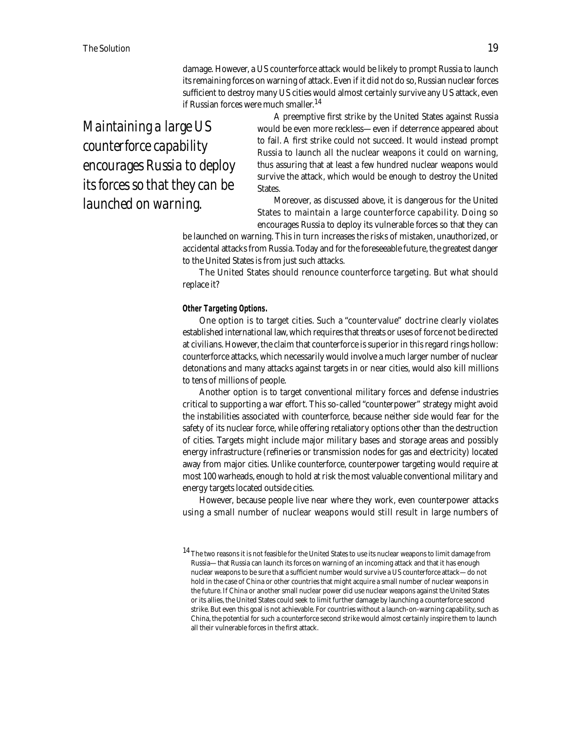damage. However, a US counterforce attack would be likely to prompt Russia to launch its remaining forces on warning of attack. Even if it did not do so, Russian nuclear forces sufficient to destroy many US cities would almost certainly survive any US attack, even if Russian forces were much smaller.[14]

*Maintaining a large US counterforce capability encourages Russia to deploy its forces so that they can be launched on warning.*

A preemptive first strike by the United States against Russia would be even more reckless—even if deterrence appeared about to fail. A first strike could not succeed. It would instead prompt Russia to launch all the nuclear weapons it could on warning, thus assuring that at least a few hundred nuclear weapons would survive the attack, which would be enough to destroy the United States.

Moreover, as discussed above, it is dangerous for the United States to maintain a large counterforce capability. Doing so encourages Russia to deploy its vulnerable forces so that they can be launched on warning. This in turn increases the risks of mistaken, unauthorized, or accidental attacks from Russia. Today and for the foreseeable future, the greatest danger to the United States is from just such attacks.

The United States should renounce counterforce targeting. But what should replace it?

**Other Targeting Options.**

One option is to target cities. Such a "countervalue" doctrine clearly violates established international law, which requires that threats or uses of force not be directed at civilians. However, the claim that counterforce is superior in this regard rings hollow: counterforce attacks, which necessarily would involve a much larger number of nuclear detonations and many attacks against targets in or near cities, would also kill millions to tens of millions of people.

Another option is to target conventional military forces and defense industries critical to supporting a war effort. This so-called "counterpower" strategy might avoid the instabilities associated with counterforce, because neither side would fear for the safety of its nuclear force, while offering retaliatory options other than the destruction of cities. Targets might include major military bases and storage areas and possibly energy infrastructure (refineries or transmission nodes for gas and electricity) located away from major cities. Unlike counterforce, counterpower targeting would require at most 100 warheads, enough to hold at risk the most valuable conventional military and energy targets located outside cities.

However, because people live near where they work, even counterpower attacks using a small number of nuclear weapons would still result in large numbers of

[14] The two reasons it is not feasible for the United States to use its nuclear weapons to limit damage from Russia—that Russia can launch its forces on warning of an incoming attack and that it has enough nuclear weapons to be sure that a sufficient number would survive a US counterforce attack—do not hold in the case of China or other countries that might acquire a small number of nuclear weapons in the future. If China or another small nuclear power did use nuclear weapons against the United States or its allies, the United States could seek to limit further damage by launching a counterforce second strike. But even this goal is not achievable. For countries without a launch-on-warning capability, such as China, the potential for such a counterforce second strike would almost certainly inspire them to launch all their vulnerable forces in the first attack.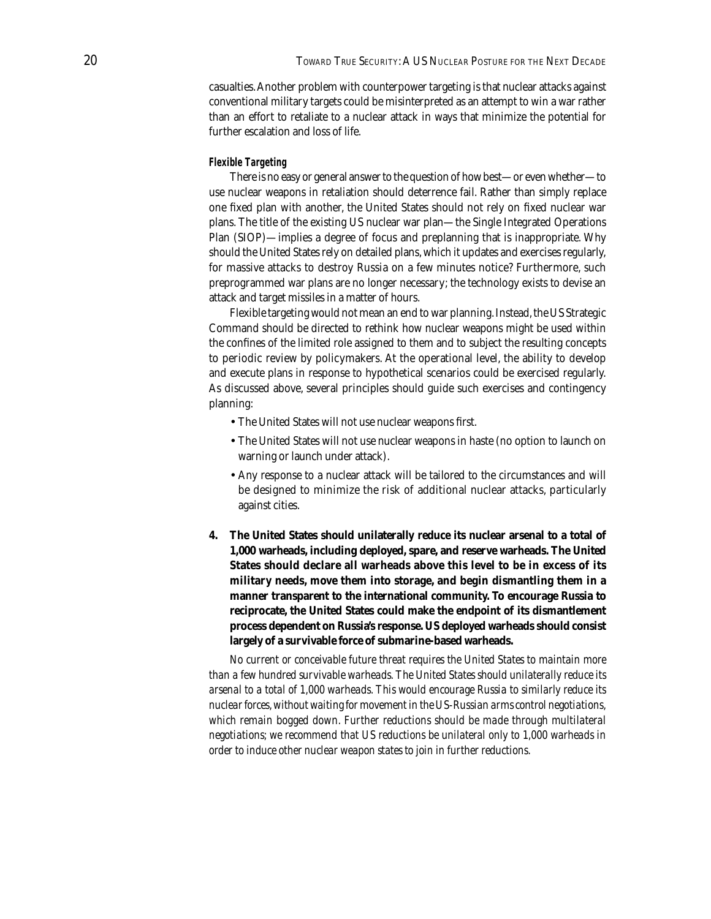casualties. Another problem with counterpower targeting is that nuclear attacks against conventional military targets could be misinterpreted as an attempt to win a war rather than an effort to retaliate to a nuclear attack in ways that minimize the potential for further escalation and loss of life.

#### *Flexible Targeting*

There is no easy or general answer to the question of how best—or even whether—to use nuclear weapons in retaliation should deterrence fail. Rather than simply replace one fixed plan with another, the United States should not rely on fixed nuclear war plans. The title of the existing US nuclear war plan—the Single Integrated Operations Plan (SIOP)—implies a degree of focus and preplanning that is inappropriate. Why should the United States rely on detailed plans, which it updates and exercises regularly, for massive attacks to destroy Russia on a few minutes notice? Furthermore, such preprogrammed war plans are no longer necessary; the technology exists to devise an attack and target missiles in a matter of hours.

Flexible targeting would not mean an end to war planning. Instead, the US Strategic Command should be directed to rethink how nuclear weapons might be used within the confines of the limited role assigned to them and to subject the resulting concepts to periodic review by policymakers. At the operational level, the ability to develop and execute plans in response to hypothetical scenarios could be exercised regularly. As discussed above, several principles should guide such exercises and contingency planning:

- The United States will not use nuclear weapons first.
- The United States will not use nuclear weapons in haste (no option to launch on warning or launch under attack).
- Any response to a nuclear attack will be tailored to the circumstances and will be designed to minimize the risk of additional nuclear attacks, particularly against cities.

**4. The United States should unilaterally reduce its nuclear arsenal to a total of 1,000 warheads, including deployed, spare, and reserve warheads. The United States should declare all warheads above this level to be in excess of its military needs, move them into storage, and begin dismantling them in a manner transparent to the international community. To encourage Russia to reciprocate, the United States could make the endpoint of its dismantlement process dependent on Russia's response. US deployed warheads should consist largely of a survivable force of submarine-based warheads.**

*No current or conceivable future threat requires the United States to maintain more than a few hundred survivable warheads. The United States should unilaterally reduce its arsenal to a total of 1,000 warheads. This would encourage Russia to similarly reduce its nuclear forces, without waiting for movement in the US-Russian arms control negotiations, which remain bogged down. Further reductions should be made through multilateral negotiations; we recommend that US reductions be unilateral only to 1,000 warheads in order to induce other nuclear weapon states to join in further reductions.*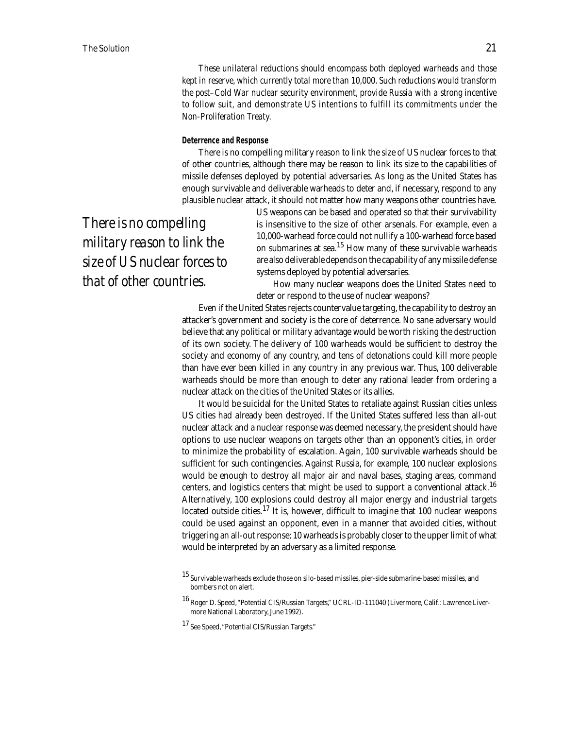*These unilateral reductions should encompass both deployed warheads and those kept in reserve, which currently total more than 10,000. Such reductions would transform the post–Cold War nuclear security environment, provide Russia with a strong incentive to follow suit, and demonstrate US intentions to fulfill its commitments under the Non-Proliferation Treaty.*

#### Deterrence and Response

There is no compelling military reason to link the size of US nuclear forces to that of other countries, although there may be reason to link its size to the capabilities of missile defenses deployed by potential adversaries. As long as the United States has enough survivable and deliverable warheads to deter and, if necessary, respond to any plausible nuclear attack, it should not matter how many weapons other countries have.

*There is no compelling military reason to link the size of US nuclear forces to that of other countries.*

US weapons can be based and operated so that their survivability is insensitive to the size of other arsenals. For example, even a 10,000-warhead force could not nullify a 100-warhead force based on submarines at sea.[15] How many of these survivable warheads are also deliverable depends on the capability of any missile defense systems deployed by potential adversaries.

How many nuclear weapons does the United States need to deter or respond to the use of nuclear weapons?

Even if the United States rejects countervalue targeting, the capability to destroy an attacker's government and society is the core of deterrence. No sane adversary would believe that any political or military advantage would be worth risking the destruction of its own society. The delivery of 100 warheads would be sufficient to destroy the society and economy of any country, and tens of detonations could kill more people than have ever been killed in any country in any previous war. Thus, 100 deliverable warheads should be more than enough to deter any rational leader from ordering a nuclear attack on the cities of the United States or its allies.

It would be suicidal for the United States to retaliate against Russian cities unless US cities had already been destroyed. If the United States suffered less than all-out nuclear attack and a nuclear response was deemed necessary, the president should have options to use nuclear weapons on targets other than an opponent's cities, in order to minimize the probability of escalation. Again, 100 survivable warheads should be sufficient for such contingencies. Against Russia, for example, 100 nuclear explosions would be enough to destroy all major air and naval bases, staging areas, command centers, and logistics centers that might be used to support a conventional attack.[16] Alternatively, 100 explosions could destroy all major energy and industrial targets located outside cities.[17] It is, however, difficult to imagine that 100 nuclear weapons could be used against an opponent, even in a manner that avoided cities, without triggering an all-out response; 10 warheads is probably closer to the upper limit of what would be interpreted by an adversary as a limited response.

---

[15] Survivable warheads exclude those on silo-based missiles, pier-side submarine-based missiles, and bombers not on alert.

[16] Roger D. Speed, "Potential CIS/Russian Targets," UCRL-ID-111040 (Livermore, Calif.: Lawrence Livermore National Laboratory, June 1992).

[17] See Speed, "Potential CIS/Russian Targets."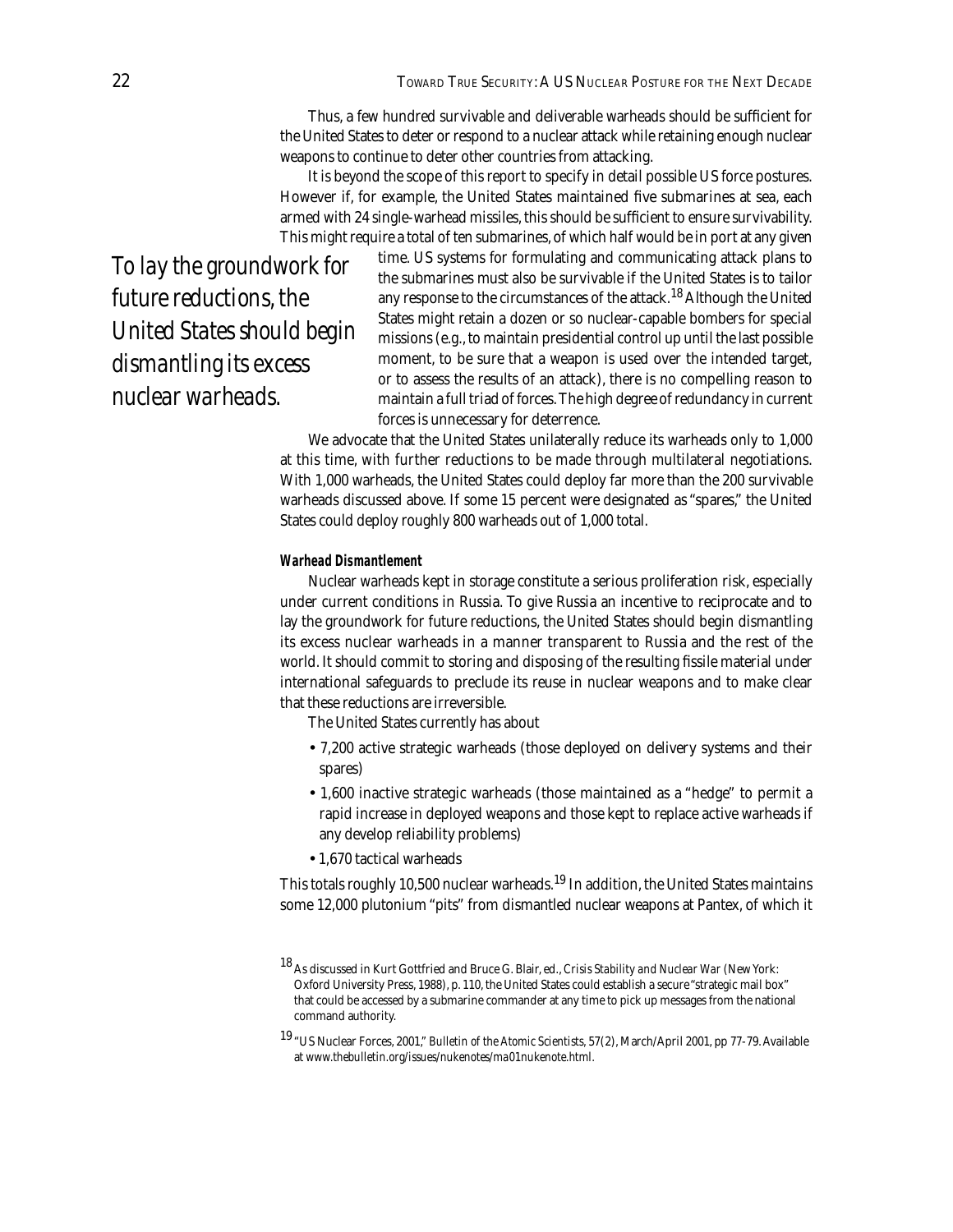Thus, a few hundred survivable and deliverable warheads should be sufficient for the United States to deter or respond to a nuclear attack while retaining enough nuclear weapons to continue to deter other countries from attacking.

It is beyond the scope of this report to specify in detail possible US force postures. However if, for example, the United States maintained five submarines at sea, each armed with 24 single-warhead missiles, this should be sufficient to ensure survivability. This might require a total of ten submarines, of which half would be in port at any given time. US systems for formulating and communicating attack plans to the submarines must also be survivable if the United States is to tailor any response to the circumstances of the attack.[18] Although the United States might retain a dozen or so nuclear-capable bombers for special missions (e.g., to maintain presidential control up until the last possible moment, to be sure that a weapon is used over the intended target, or to assess the results of an attack), there is no compelling reason to maintain a full triad of forces. The high degree of redundancy in current forces is unnecessary for deterrence.

*To lay the groundwork for future reductions, the United States should begin dismantling its excess nuclear warheads.*

We advocate that the United States unilaterally reduce its warheads only to 1,000 at this time, with further reductions to be made through multilateral negotiations. With 1,000 warheads, the United States could deploy far more than the 200 survivable warheads discussed above. If some 15 percent were designated as "spares," the United States could deploy roughly 800 warheads out of 1,000 total.

#### Warhead Dismantlement

Nuclear warheads kept in storage constitute a serious proliferation risk, especially under current conditions in Russia. To give Russia an incentive to reciprocate and to lay the groundwork for future reductions, the United States should begin dismantling its excess nuclear warheads in a manner transparent to Russia and the rest of the world. It should commit to storing and disposing of the resulting fissile material under international safeguards to preclude its reuse in nuclear weapons and to make clear that these reductions are irreversible.

The United States currently has about

- 7,200 active strategic warheads (those deployed on delivery systems and their spares)
- 1,600 inactive strategic warheads (those maintained as a "hedge" to permit a rapid increase in deployed weapons and those kept to replace active warheads if any develop reliability problems)
- 1,670 tactical warheads

This totals roughly 10,500 nuclear warheads.[19] In addition, the United States maintains some 12,000 plutonium "pits" from dismantled nuclear weapons at Pantex, of which it

[18] As discussed in Kurt Gottfried and Bruce G. Blair, ed., *Crisis Stability and Nuclear War* (New York: Oxford University Press, 1988), p. 110, the United States could establish a secure "strategic mail box" that could be accessed by a submarine commander at any time to pick up messages from the national command authority.

[19] "US Nuclear Forces, 2001," *Bulletin of the Atomic Scientists*, 57(2), March/April 2001, pp 77-79. Available at www.thebulletin.org/issues/nukenotes/ma01nukenote.html.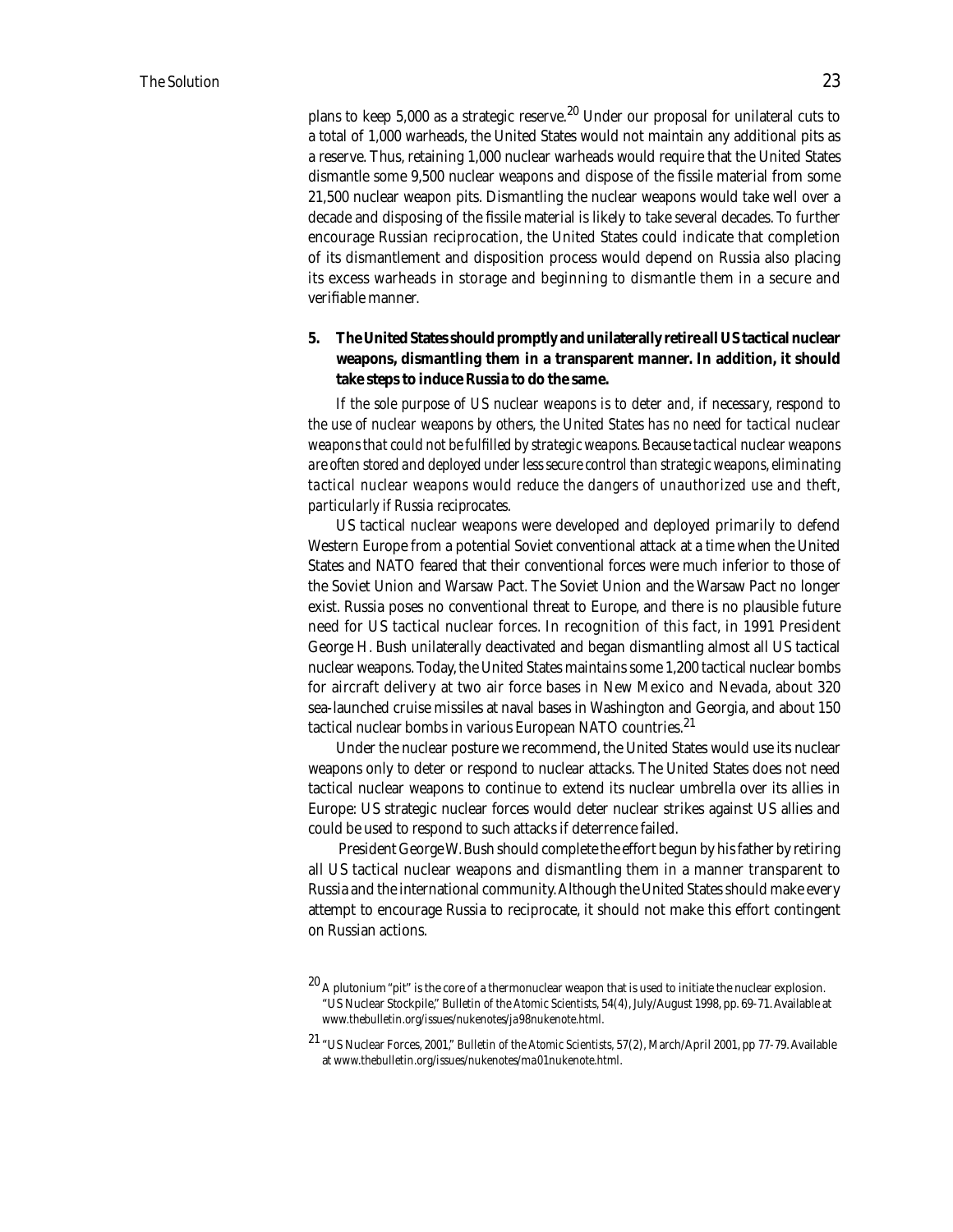plans to keep 5,000 as a strategic reserve.[20] Under our proposal for unilateral cuts to a total of 1,000 warheads, the United States would not maintain any additional pits as a reserve. Thus, retaining 1,000 nuclear warheads would require that the United States dismantle some 9,500 nuclear weapons and dispose of the fissile material from some 21,500 nuclear weapon pits. Dismantling the nuclear weapons would take well over a decade and disposing of the fissile material is likely to take several decades. To further encourage Russian reciprocation, the United States could indicate that completion of its dismantlement and disposition process would depend on Russia also placing its excess warheads in storage and beginning to dismantle them in a secure and verifiable manner.

**5. The United States should promptly and unilaterally retire all US tactical nuclear weapons, dismantling them in a transparent manner. In addition, it should take steps to induce Russia to do the same.**

*If the sole purpose of US nuclear weapons is to deter and, if necessary, respond to the use of nuclear weapons by others, the United States has no need for tactical nuclear weapons that could not be fulfilled by strategic weapons. Because tactical nuclear weapons are often stored and deployed under less secure control than strategic weapons, eliminating tactical nuclear weapons would reduce the dangers of unauthorized use and theft, particularly if Russia reciprocates.*

US tactical nuclear weapons were developed and deployed primarily to defend Western Europe from a potential Soviet conventional attack at a time when the United States and NATO feared that their conventional forces were much inferior to those of the Soviet Union and Warsaw Pact. The Soviet Union and the Warsaw Pact no longer exist. Russia poses no conventional threat to Europe, and there is no plausible future need for US tactical nuclear forces. In recognition of this fact, in 1991 President George H. Bush unilaterally deactivated and began dismantling almost all US tactical nuclear weapons. Today, the United States maintains some 1,200 tactical nuclear bombs for aircraft delivery at two air force bases in New Mexico and Nevada, about 320 sea-launched cruise missiles at naval bases in Washington and Georgia, and about 150 tactical nuclear bombs in various European NATO countries.[21]

Under the nuclear posture we recommend, the United States would use its nuclear weapons only to deter or respond to nuclear attacks. The United States does not need tactical nuclear weapons to continue to extend its nuclear umbrella over its allies in Europe: US strategic nuclear forces would deter nuclear strikes against US allies and could be used to respond to such attacks if deterrence failed.

President George W. Bush should complete the effort begun by his father by retiring all US tactical nuclear weapons and dismantling them in a manner transparent to Russia and the international community. Although the United States should make every attempt to encourage Russia to reciprocate, it should not make this effort contingent on Russian actions.

[20] A plutonium "pit" is the core of a thermonuclear weapon that is used to initiate the nuclear explosion. "US Nuclear Stockpile," *Bulletin of the Atomic Scientists*, 54(4), July/August 1998, pp. 69-71. Available at www.thebulletin.org/issues/nukenotes/ja98nukenote.html.

[21] "US Nuclear Forces, 2001," *Bulletin of the Atomic Scientists*, 57(2), March/April 2001, pp 77-79. Available at www.thebulletin.org/issues/nukenotes/ma01nukenote.html.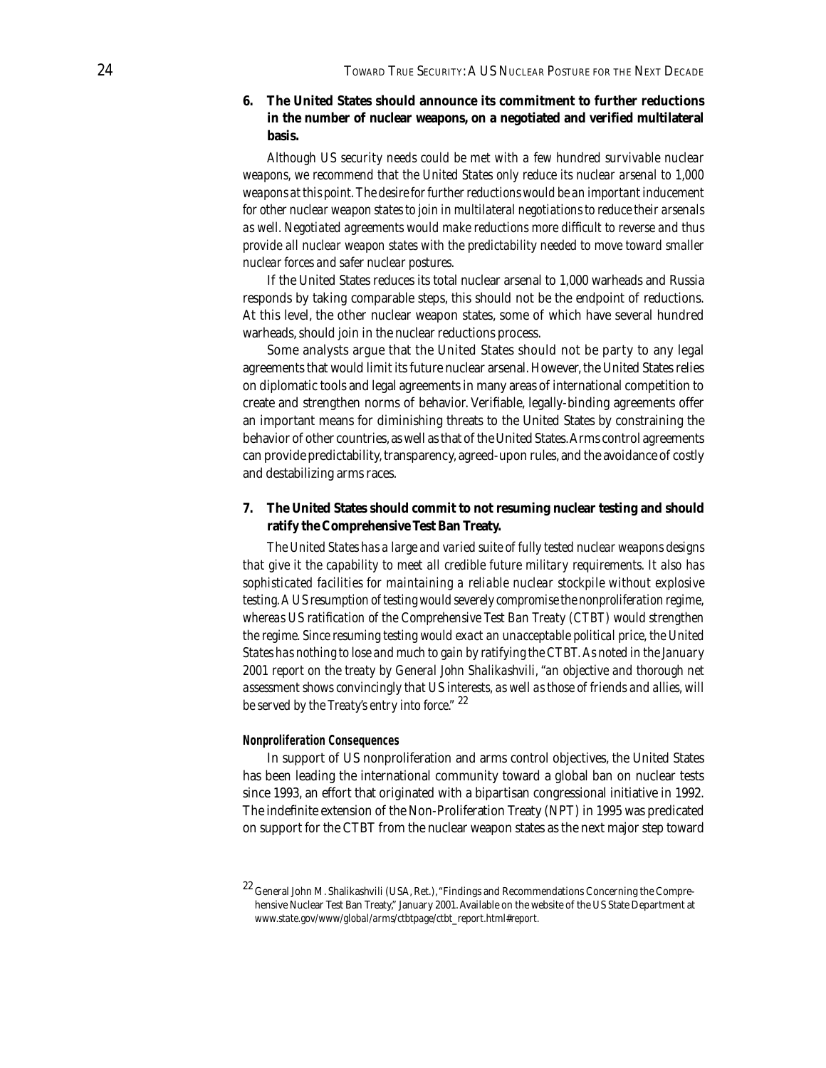**6. The United States should announce its commitment to further reductions in the number of nuclear weapons, on a negotiated and verified multilateral basis.**

*Although US security needs could be met with a few hundred survivable nuclear weapons, we recommend that the United States only reduce its nuclear arsenal to 1,000 weapons at this point. The desire for further reductions would be an important inducement for other nuclear weapon states to join in multilateral negotiations to reduce their arsenals as well. Negotiated agreements would make reductions more difficult to reverse and thus provide all nuclear weapon states with the predictability needed to move toward smaller nuclear forces and safer nuclear postures.*

If the United States reduces its total nuclear arsenal to 1,000 warheads and Russia responds by taking comparable steps, this should not be the endpoint of reductions. At this level, the other nuclear weapon states, some of which have several hundred warheads, should join in the nuclear reductions process.

Some analysts argue that the United States should not be party to any legal agreements that would limit its future nuclear arsenal. However, the United States relies on diplomatic tools and legal agreements in many areas of international competition to create and strengthen norms of behavior. Verifiable, legally-binding agreements offer an important means for diminishing threats to the United States by constraining the behavior of other countries, as well as that of the United States. Arms control agreements can provide predictability, transparency, agreed-upon rules, and the avoidance of costly and destabilizing arms races.

**7. The United States should commit to not resuming nuclear testing and should ratify the Comprehensive Test Ban Treaty.**

*The United States has a large and varied suite of fully tested nuclear weapons designs that give it the capability to meet all credible future military requirements. It also has sophisticated facilities for maintaining a reliable nuclear stockpile without explosive testing. A US resumption of testing would severely compromise the nonproliferation regime, whereas US ratification of the Comprehensive Test Ban Treaty (CTBT) would strengthen the regime. Since resuming testing would exact an unacceptable political price, the United States has nothing to lose and much to gain by ratifying the CTBT. As noted in the January 2001 report on the treaty by General John Shalikashvili, "an objective and thorough net assessment shows convincingly that US interests, as well as those of friends and allies, will be served by the Treaty's entry into force."* [22]

#### *Nonproliferation Consequences*

In support of US nonproliferation and arms control objectives, the United States has been leading the international community toward a global ban on nuclear tests since 1993, an effort that originated with a bipartisan congressional initiative in 1992. The indefinite extension of the Non-Proliferation Treaty (NPT) in 1995 was predicated on support for the CTBT from the nuclear weapon states as the next major step toward

[22] General John M. Shalikashvili (USA, Ret.), "Findings and Recommendations Concerning the Comprehensive Nuclear Test Ban Treaty," January 2001. Available on the website of the US State Department at www.state.gov/www/global/arms/ctbtpage/ctbt_report.html#report.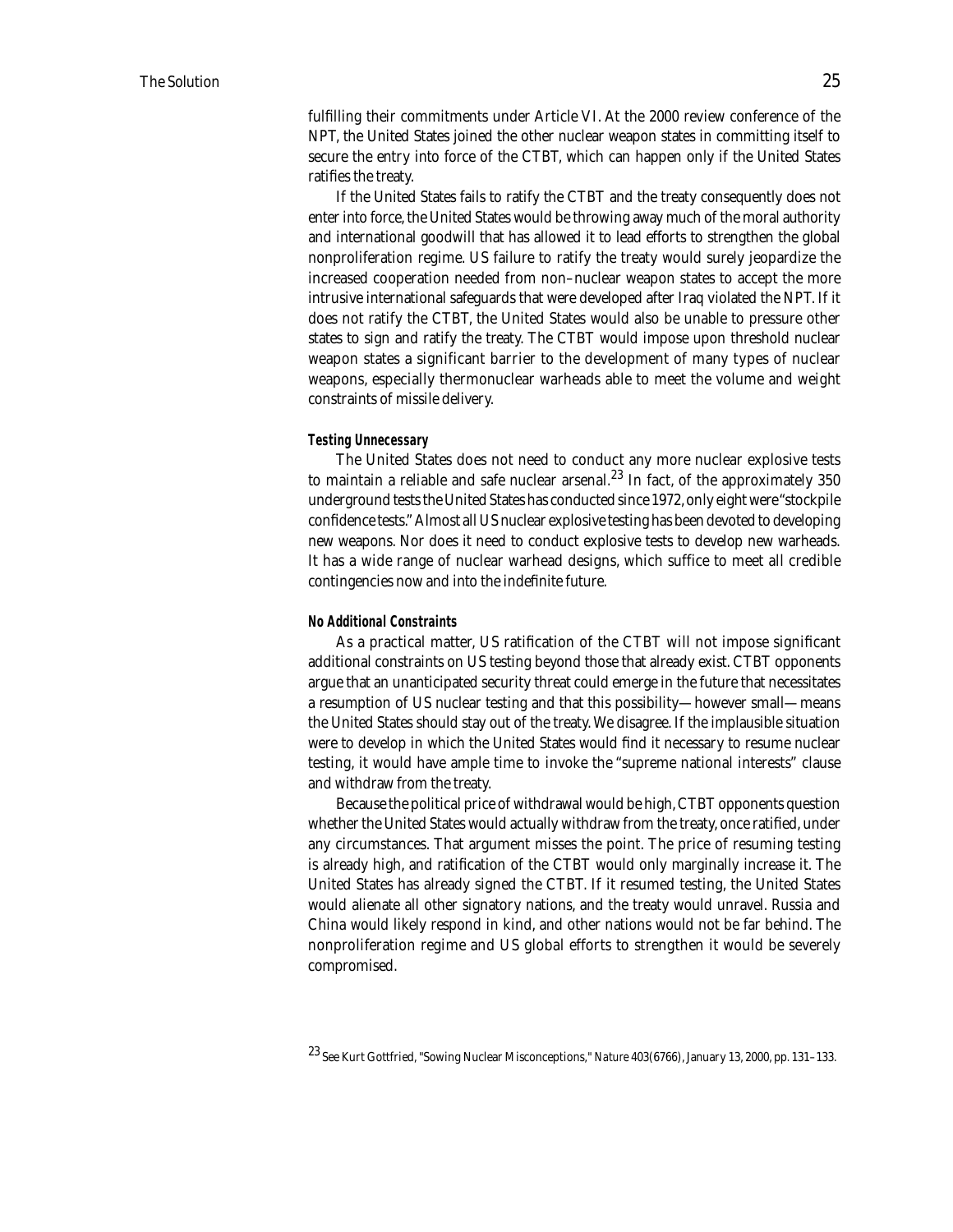fulfilling their commitments under Article VI. At the 2000 review conference of the NPT, the United States joined the other nuclear weapon states in committing itself to secure the entry into force of the CTBT, which can happen only if the United States ratifies the treaty.

If the United States fails to ratify the CTBT and the treaty consequently does not enter into force, the United States would be throwing away much of the moral authority and international goodwill that has allowed it to lead efforts to strengthen the global nonproliferation regime. US failure to ratify the treaty would surely jeopardize the increased cooperation needed from non–nuclear weapon states to accept the more intrusive international safeguards that were developed after Iraq violated the NPT. If it does not ratify the CTBT, the United States would also be unable to pressure other states to sign and ratify the treaty. The CTBT would impose upon threshold nuclear weapon states a significant barrier to the development of many types of nuclear weapons, especially thermonuclear warheads able to meet the volume and weight constraints of missile delivery.

#### *Testing Unnecessary*

The United States does not need to conduct any more nuclear explosive tests to maintain a reliable and safe nuclear arsenal.[23] In fact, of the approximately 350 underground tests the United States has conducted since 1972, only eight were "stockpile confidence tests." Almost all US nuclear explosive testing has been devoted to developing new weapons. Nor does it need to conduct explosive tests to develop new warheads. It has a wide range of nuclear warhead designs, which suffice to meet all credible contingencies now and into the indefinite future.

#### *No Additional Constraints*

As a practical matter, US ratification of the CTBT will not impose significant additional constraints on US testing beyond those that already exist. CTBT opponents argue that an unanticipated security threat could emerge in the future that necessitates a resumption of US nuclear testing and that this possibility—however small—means the United States should stay out of the treaty. We disagree. If the implausible situation were to develop in which the United States would find it necessary to resume nuclear testing, it would have ample time to invoke the "supreme national interests" clause and withdraw from the treaty.

Because the political price of withdrawal would be high, CTBT opponents question whether the United States would actually withdraw from the treaty, once ratified, under any circumstances. That argument misses the point. The price of resuming testing is already high, and ratification of the CTBT would only marginally increase it. The United States has already signed the CTBT. If it resumed testing, the United States would alienate all other signatory nations, and the treaty would unravel. Russia and China would likely respond in kind, and other nations would not be far behind. The nonproliferation regime and US global efforts to strengthen it would be severely compromised.

[23] See Kurt Gottfried, "Sowing Nuclear Misconceptions," *Nature* 403(6766), January 13, 2000, pp. 131–133.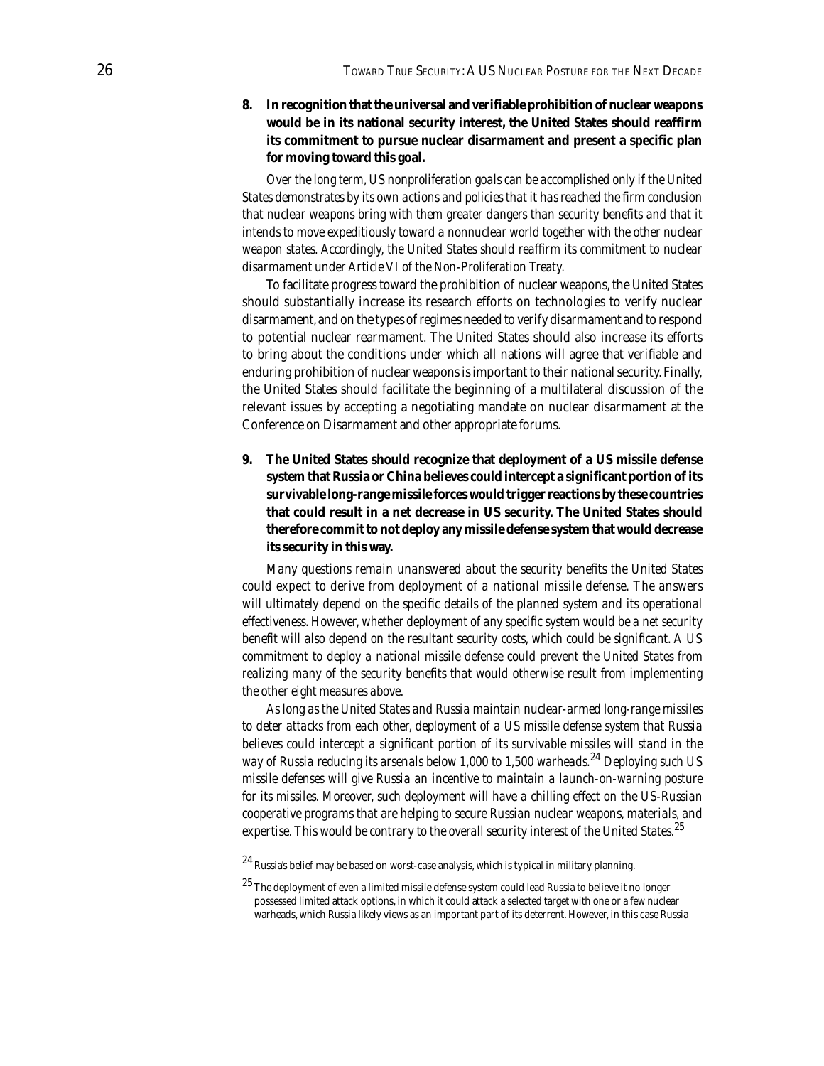**8. In recognition that the universal and verifiable prohibition of nuclear weapons would be in its national security interest, the United States should reaffirm its commitment to pursue nuclear disarmament and present a specific plan for moving toward this goal.**

*Over the long term, US nonproliferation goals can be accomplished only if the United States demonstrates by its own actions and policies that it has reached the firm conclusion that nuclear weapons bring with them greater dangers than security benefits and that it intends to move expeditiously toward a nonnuclear world together with the other nuclear weapon states. Accordingly, the United States should reaffirm its commitment to nuclear disarmament under Article VI of the Non-Proliferation Treaty.*

To facilitate progress toward the prohibition of nuclear weapons, the United States should substantially increase its research efforts on technologies to verify nuclear disarmament, and on the types of regimes needed to verify disarmament and to respond to potential nuclear rearmament. The United States should also increase its efforts to bring about the conditions under which all nations will agree that verifiable and enduring prohibition of nuclear weapons is important to their national security. Finally, the United States should facilitate the beginning of a multilateral discussion of the relevant issues by accepting a negotiating mandate on nuclear disarmament at the Conference on Disarmament and other appropriate forums.

**9. The United States should recognize that deployment of a US missile defense system that Russia or China believes could intercept a significant portion of its survivable long-range missile forces would trigger reactions by these countries that could result in a net decrease in US security. The United States should therefore commit to not deploy any missile defense system that would decrease its security in this way.**

*Many questions remain unanswered about the security benefits the United States could expect to derive from deployment of a national missile defense. The answers will ultimately depend on the specific details of the planned system and its operational effectiveness. However, whether deployment of any specific system would be a net security benefit will also depend on the resultant security costs, which could be significant. A US commitment to deploy a national missile defense could prevent the United States from realizing many of the security benefits that would otherwise result from implementing the other eight measures above.*

*As long as the United States and Russia maintain nuclear-armed long-range missiles to deter attacks from each other, deployment of a US missile defense system that Russia believes could intercept a significant portion of its survivable missiles will stand in the way of Russia reducing its arsenals below 1,000 to 1,500 warheads.*[24] *Deploying such US missile defenses will give Russia an incentive to maintain a launch-on-warning posture for its missiles. Moreover, such deployment will have a chilling effect on the US-Russian cooperative programs that are helping to secure Russian nuclear weapons, materials, and expertise. This would be contrary to the overall security interest of the United States.*[25]

[24] Russia's belief may be based on worst-case analysis, which is typical in military planning.

[25] The deployment of even a limited missile defense system could lead Russia to believe it no longer possessed limited attack options, in which it could attack a selected target with one or a few nuclear warheads, which Russia likely views as an important part of its deterrent. However, in this case Russia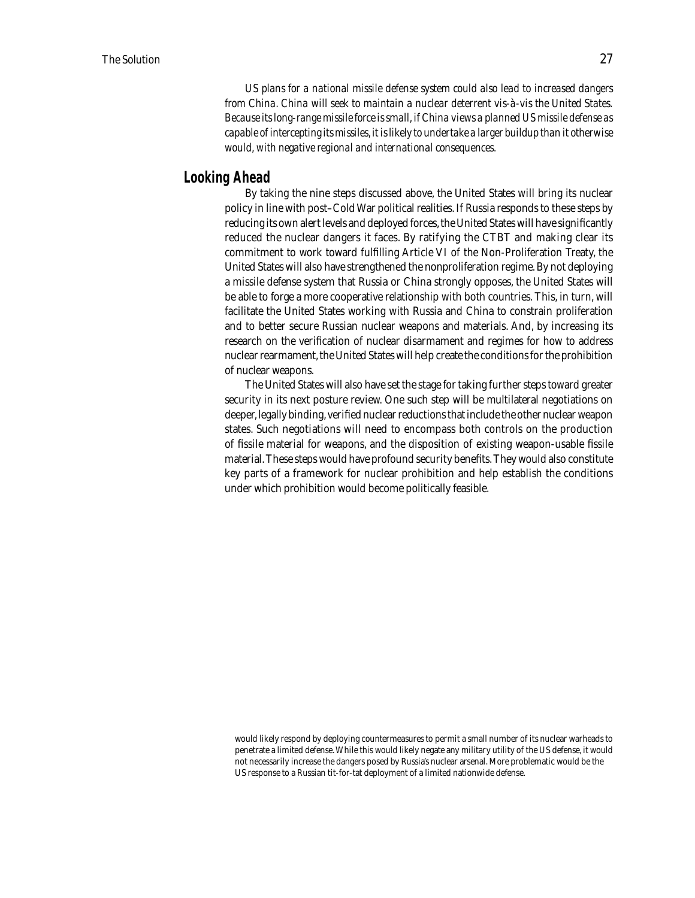*US plans for a national missile defense system could also lead to increased dangers from China. China will seek to maintain a nuclear deterrent vis-à-vis the United States. Because its long-range missile force is small, if China views a planned US missile defense as capable of intercepting its missiles, it is likely to undertake a larger buildup than it otherwise would, with negative regional and international consequences.*

## Looking Ahead

By taking the nine steps discussed above, the United States will bring its nuclear policy in line with post–Cold War political realities. If Russia responds to these steps by reducing its own alert levels and deployed forces, the United States will have significantly reduced the nuclear dangers it faces. By ratifying the CTBT and making clear its commitment to work toward fulfilling Article VI of the Non-Proliferation Treaty, the United States will also have strengthened the nonproliferation regime. By not deploying a missile defense system that Russia or China strongly opposes, the United States will be able to forge a more cooperative relationship with both countries. This, in turn, will facilitate the United States working with Russia and China to constrain proliferation and to better secure Russian nuclear weapons and materials. And, by increasing its research on the verification of nuclear disarmament and regimes for how to address nuclear rearmament, the United States will help create the conditions for the prohibition of nuclear weapons.

The United States will also have set the stage for taking further steps toward greater security in its next posture review. One such step will be multilateral negotiations on deeper, legally binding, verified nuclear reductions that include the other nuclear weapon states. Such negotiations will need to encompass both controls on the production of fissile material for weapons, and the disposition of existing weapon-usable fissile material. These steps would have profound security benefits. They would also constitute key parts of a framework for nuclear prohibition and help establish the conditions under which prohibition would become politically feasible.

would likely respond by deploying countermeasures to permit a small number of its nuclear warheads to penetrate a limited defense. While this would likely negate any military utility of the US defense, it would not necessarily increase the dangers posed by Russia's nuclear arsenal. More problematic would be the US response to a Russian tit-for-tat deployment of a limited nationwide defense.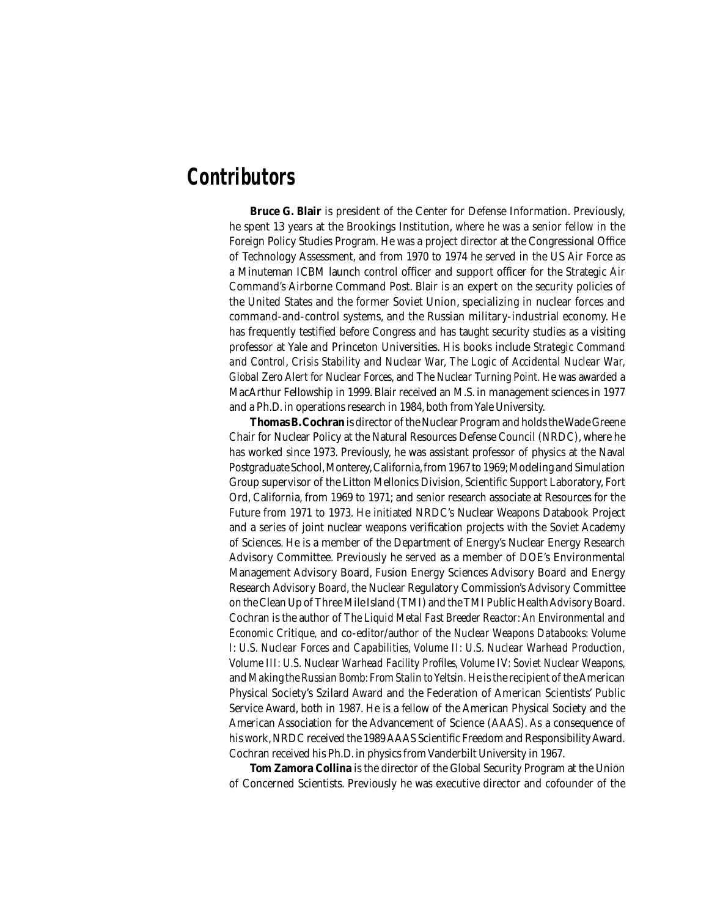# Contributors

**Bruce G. Blair** is president of the Center for Defense Information. Previously, he spent 13 years at the Brookings Institution, where he was a senior fellow in the Foreign Policy Studies Program. He was a project director at the Congressional Office of Technology Assessment, and from 1970 to 1974 he served in the US Air Force as a Minuteman ICBM launch control officer and support officer for the Strategic Air Command's Airborne Command Post. Blair is an expert on the security policies of the United States and the former Soviet Union, specializing in nuclear forces and command-and-control systems, and the Russian military-industrial economy. He has frequently testified before Congress and has taught security studies as a visiting professor at Yale and Princeton Universities. His books include *Strategic Command and Control, Crisis Stability and Nuclear War, The Logic of Accidental Nuclear War, Global Zero Alert for Nuclear Forces*, and *The Nuclear Turning Point*. He was awarded a MacArthur Fellowship in 1999. Blair received an M.S. in management sciences in 1977 and a Ph.D. in operations research in 1984, both from Yale University.

**Thomas B. Cochran** is director of the Nuclear Program and holds the Wade Greene Chair for Nuclear Policy at the Natural Resources Defense Council (NRDC), where he has worked since 1973. Previously, he was assistant professor of physics at the Naval Postgraduate School, Monterey, California, from 1967 to 1969; Modeling and Simulation Group supervisor of the Litton Mellonics Division, Scientific Support Laboratory, Fort Ord, California, from 1969 to 1971; and senior research associate at Resources for the Future from 1971 to 1973. He initiated NRDC's Nuclear Weapons Databook Project and a series of joint nuclear weapons verification projects with the Soviet Academy of Sciences. He is a member of the Department of Energy's Nuclear Energy Research Advisory Committee. Previously he served as a member of DOE's Environmental Management Advisory Board, Fusion Energy Sciences Advisory Board and Energy Research Advisory Board, the Nuclear Regulatory Commission's Advisory Committee on the Clean Up of Three Mile Island (TMI) and the TMI Public Health Advisory Board. Cochran is the author of *The Liquid Metal Fast Breeder Reactor: An Environmental and Economic Critique*, and co-editor/author of the *Nuclear Weapons Databooks: Volume I: U.S. Nuclear Forces and Capabilities, Volume II: U.S. Nuclear Warhead Production, Volume III: U.S. Nuclear Warhead Facility Profiles, Volume IV: Soviet Nuclear Weapons*, and *Making the Russian Bomb: From Stalin to Yeltsin*. He is the recipient of the American Physical Society's Szilard Award and the Federation of American Scientists' Public Service Award, both in 1987. He is a fellow of the American Physical Society and the American Association for the Advancement of Science (AAAS). As a consequence of his work, NRDC received the 1989 AAAS Scientific Freedom and Responsibility Award. Cochran received his Ph.D. in physics from Vanderbilt University in 1967.

**Tom Zamora Collina** is the director of the Global Security Program at the Union of Concerned Scientists. Previously he was executive director and cofounder of the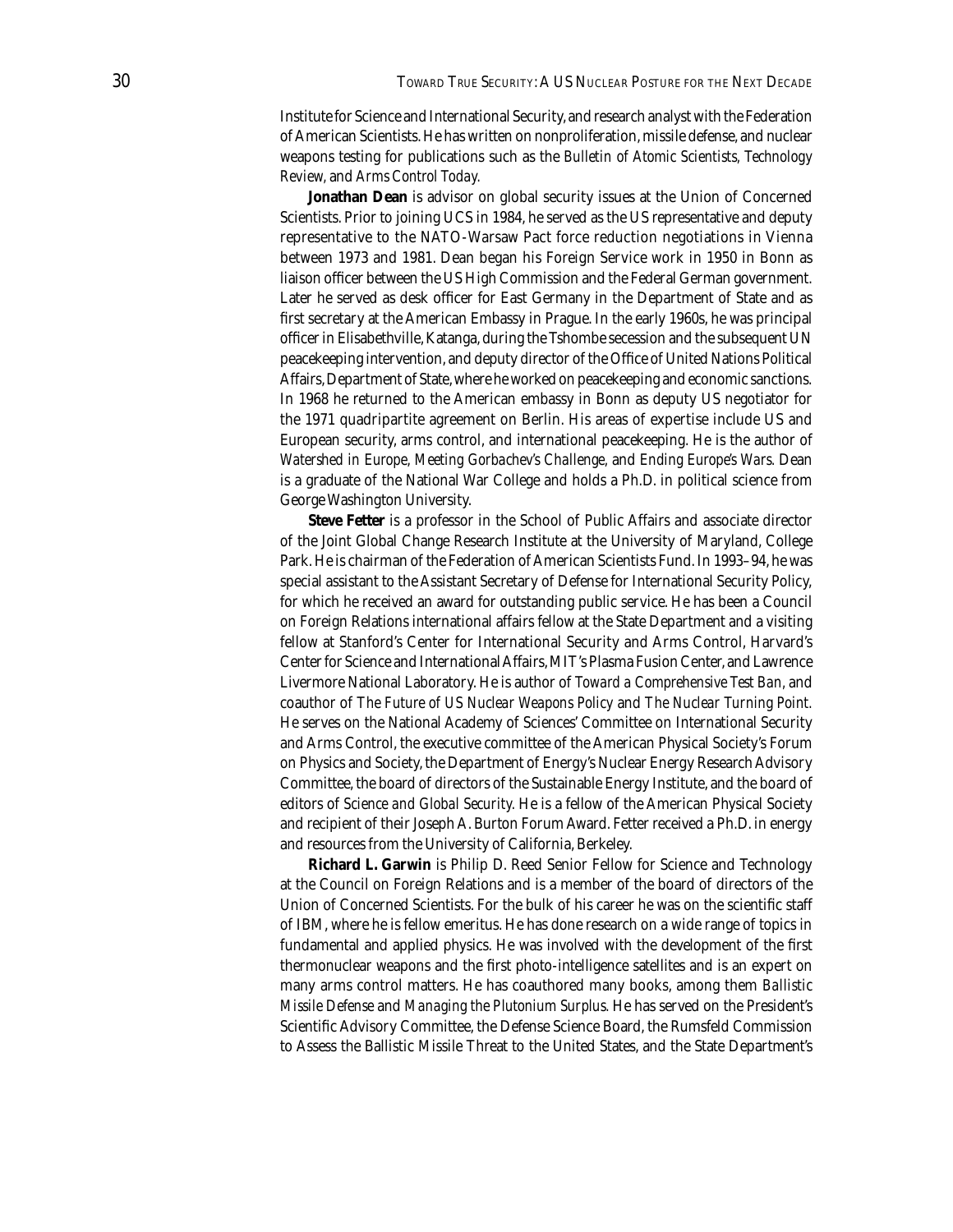Institute for Science and International Security, and research analyst with the Federation of American Scientists. He has written on nonproliferation, missile defense, and nuclear weapons testing for publications such as the *Bulletin of Atomic Scientists*, *Technology Review*, and *Arms Control Today*.

**Jonathan Dean** is advisor on global security issues at the Union of Concerned Scientists. Prior to joining UCS in 1984, he served as the US representative and deputy representative to the NATO-Warsaw Pact force reduction negotiations in Vienna between 1973 and 1981. Dean began his Foreign Service work in 1950 in Bonn as liaison officer between the US High Commission and the Federal German government. Later he served as desk officer for East Germany in the Department of State and as first secretary at the American Embassy in Prague. In the early 1960s, he was principal officer in Elisabethville, Katanga, during the Tshombe secession and the subsequent UN peacekeeping intervention, and deputy director of the Office of United Nations Political Affairs, Department of State, where he worked on peacekeeping and economic sanctions. In 1968 he returned to the American embassy in Bonn as deputy US negotiator for the 1971 quadripartite agreement on Berlin. His areas of expertise include US and European security, arms control, and international peacekeeping. He is the author of *Watershed in Europe*, *Meeting Gorbachev's Challenge*, and *Ending Europe's Wars*. Dean is a graduate of the National War College and holds a Ph.D. in political science from George Washington University.

**Steve Fetter** is a professor in the School of Public Affairs and associate director of the Joint Global Change Research Institute at the University of Maryland, College Park. He is chairman of the Federation of American Scientists Fund. In 1993–94, he was special assistant to the Assistant Secretary of Defense for International Security Policy, for which he received an award for outstanding public service. He has been a Council on Foreign Relations international affairs fellow at the State Department and a visiting fellow at Stanford's Center for International Security and Arms Control, Harvard's Center for Science and International Affairs, MIT's Plasma Fusion Center, and Lawrence Livermore National Laboratory. He is author of *Toward a Comprehensive Test Ban*, and coauthor of *The Future of US Nuclear Weapons Policy* and *The Nuclear Turning Point*. He serves on the National Academy of Sciences' Committee on International Security and Arms Control, the executive committee of the American Physical Society's Forum on Physics and Society, the Department of Energy's Nuclear Energy Research Advisory Committee, the board of directors of the Sustainable Energy Institute, and the board of editors of *Science and Global Security*. He is a fellow of the American Physical Society and recipient of their Joseph A. Burton Forum Award. Fetter received a Ph.D. in energy and resources from the University of California, Berkeley.

**Richard L. Garwin** is Philip D. Reed Senior Fellow for Science and Technology at the Council on Foreign Relations and is a member of the board of directors of the Union of Concerned Scientists. For the bulk of his career he was on the scientific staff of IBM, where he is fellow emeritus. He has done research on a wide range of topics in fundamental and applied physics. He was involved with the development of the first thermonuclear weapons and the first photo-intelligence satellites and is an expert on many arms control matters. He has coauthored many books, among them *Ballistic Missile Defense* and *Managing the Plutonium Surplus*. He has served on the President's Scientific Advisory Committee, the Defense Science Board, the Rumsfeld Commission to Assess the Ballistic Missile Threat to the United States, and the State Department's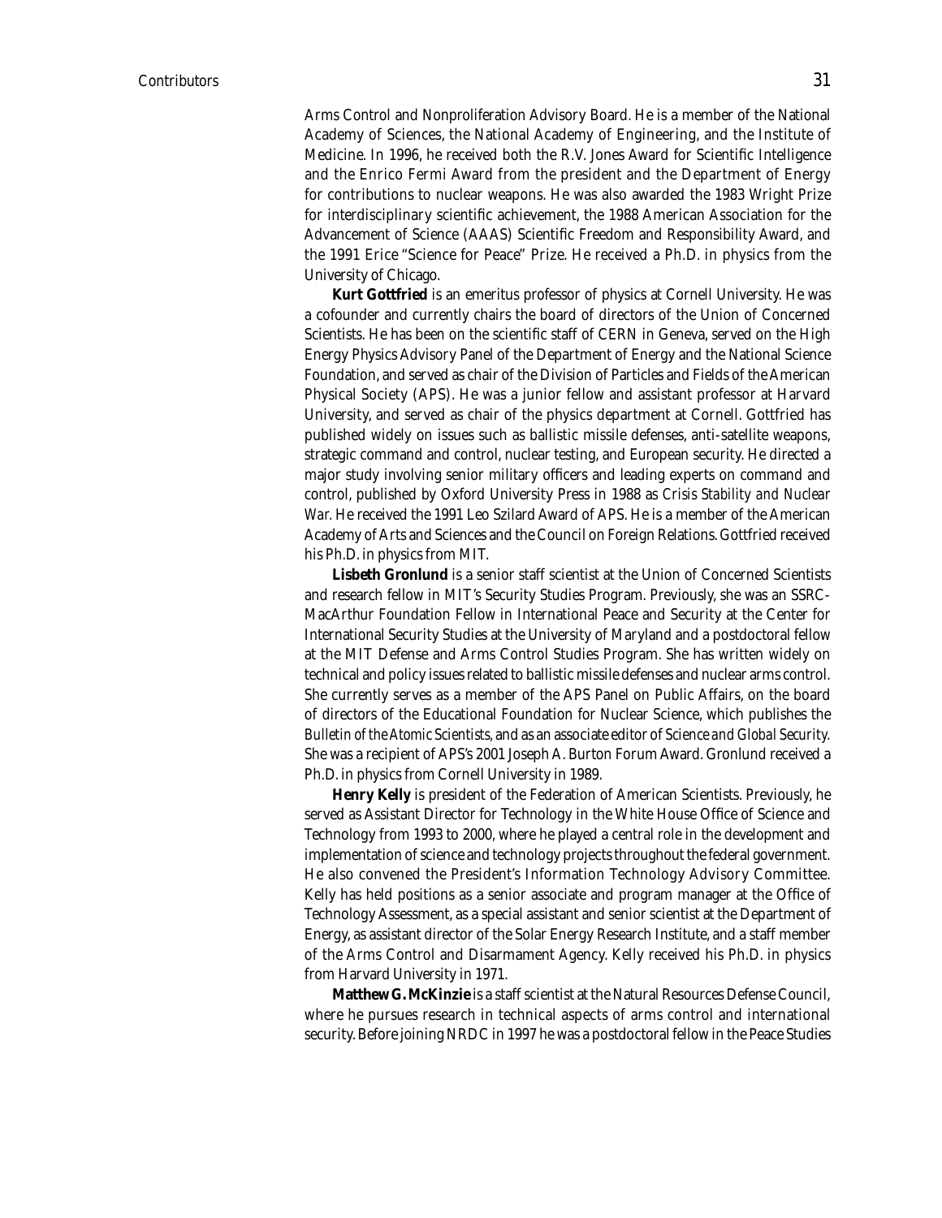Arms Control and Nonproliferation Advisory Board. He is a member of the National Academy of Sciences, the National Academy of Engineering, and the Institute of Medicine. In 1996, he received both the R.V. Jones Award for Scientific Intelligence and the Enrico Fermi Award from the president and the Department of Energy for contributions to nuclear weapons. He was also awarded the 1983 Wright Prize for interdisciplinary scientific achievement, the 1988 American Association for the Advancement of Science (AAAS) Scientific Freedom and Responsibility Award, and the 1991 Erice "Science for Peace" Prize. He received a Ph.D. in physics from the University of Chicago.

**Kurt Gottfried** is an emeritus professor of physics at Cornell University. He was a cofounder and currently chairs the board of directors of the Union of Concerned Scientists. He has been on the scientific staff of CERN in Geneva, served on the High Energy Physics Advisory Panel of the Department of Energy and the National Science Foundation, and served as chair of the Division of Particles and Fields of the American Physical Society (APS). He was a junior fellow and assistant professor at Harvard University, and served as chair of the physics department at Cornell. Gottfried has published widely on issues such as ballistic missile defenses, anti-satellite weapons, strategic command and control, nuclear testing, and European security. He directed a major study involving senior military officers and leading experts on command and control, published by Oxford University Press in 1988 as *Crisis Stability and Nuclear War*. He received the 1991 Leo Szilard Award of APS. He is a member of the American Academy of Arts and Sciences and the Council on Foreign Relations. Gottfried received his Ph.D. in physics from MIT.

**Lisbeth Gronlund** is a senior staff scientist at the Union of Concerned Scientists and research fellow in MIT's Security Studies Program. Previously, she was an SSRC-MacArthur Foundation Fellow in International Peace and Security at the Center for International Security Studies at the University of Maryland and a postdoctoral fellow at the MIT Defense and Arms Control Studies Program. She has written widely on technical and policy issues related to ballistic missile defenses and nuclear arms control. She currently serves as a member of the APS Panel on Public Affairs, on the board of directors of the Educational Foundation for Nuclear Science, which publishes the *Bulletin of the Atomic Scientists*, and as an associate editor of *Science and Global Security*. She was a recipient of APS's 2001 Joseph A. Burton Forum Award. Gronlund received a Ph.D. in physics from Cornell University in 1989.

**Henry Kelly** is president of the Federation of American Scientists. Previously, he served as Assistant Director for Technology in the White House Office of Science and Technology from 1993 to 2000, where he played a central role in the development and implementation of science and technology projects throughout the federal government. He also convened the President's Information Technology Advisory Committee. Kelly has held positions as a senior associate and program manager at the Office of Technology Assessment, as a special assistant and senior scientist at the Department of Energy, as assistant director of the Solar Energy Research Institute, and a staff member of the Arms Control and Disarmament Agency. Kelly received his Ph.D. in physics from Harvard University in 1971.

**Matthew G. McKinzie** is a staff scientist at the Natural Resources Defense Council, where he pursues research in technical aspects of arms control and international security. Before joining NRDC in 1997 he was a postdoctoral fellow in the Peace Studies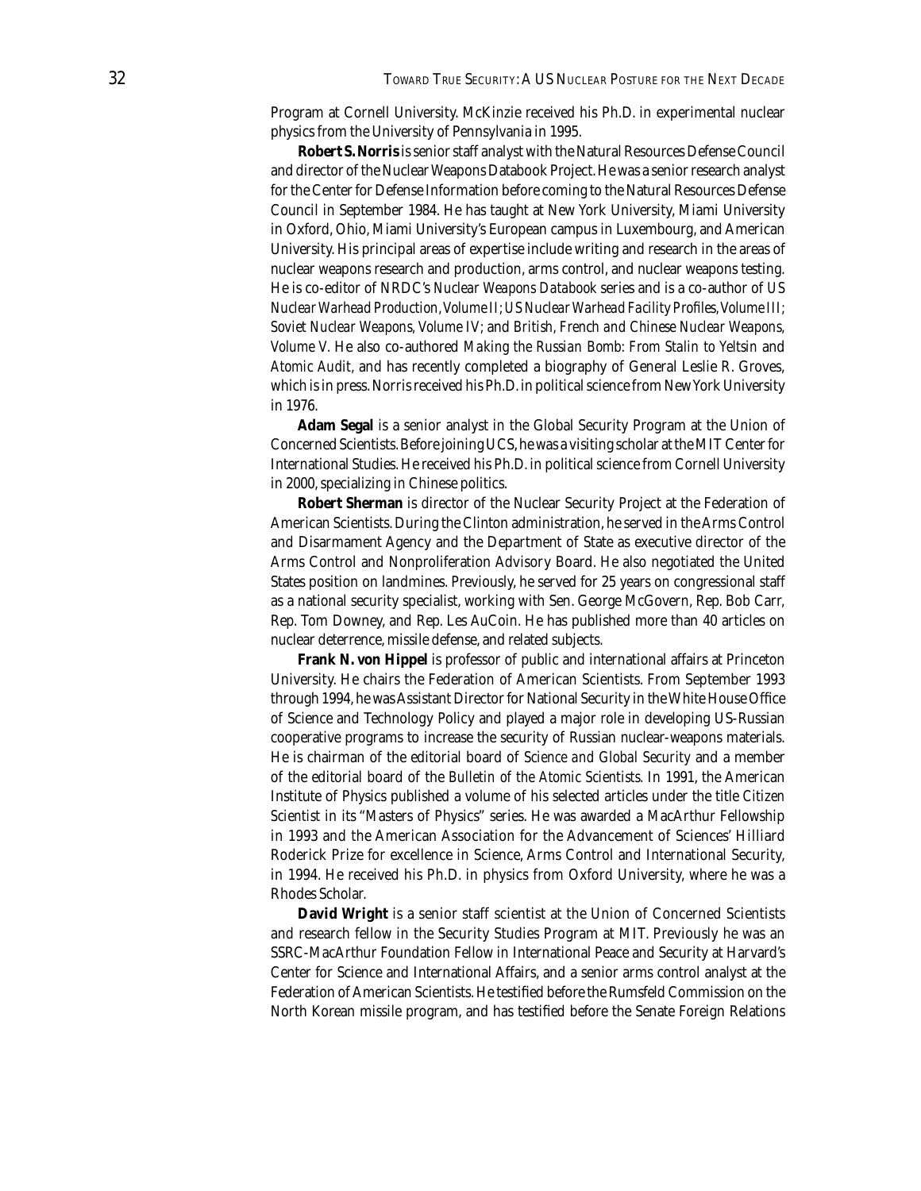Program at Cornell University. McKinzie received his Ph.D. in experimental nuclear physics from the University of Pennsylvania in 1995.

**Robert S. Norris** is senior staff analyst with the Natural Resources Defense Council and director of the Nuclear Weapons Databook Project. He was a senior research analyst for the Center for Defense Information before coming to the Natural Resources Defense Council in September 1984. He has taught at New York University, Miami University in Oxford, Ohio, Miami University's European campus in Luxembourg, and American University. His principal areas of expertise include writing and research in the areas of nuclear weapons research and production, arms control, and nuclear weapons testing. He is co-editor of NRDC's *Nuclear Weapons Databook* series and is a co-author of *US Nuclear Warhead Production, Volume II; US Nuclear Warhead Facility Profiles, Volume III; Soviet Nuclear Weapons, Volume IV;* and *British, French and Chinese Nuclear Weapons, Volume V.* He also co-authored *Making the Russian Bomb: From Stalin to Yeltsin* and *Atomic Audit,* and has recently completed a biography of General Leslie R. Groves, which is in press. Norris received his Ph.D. in political science from New York University in 1976.

**Adam Segal** is a senior analyst in the Global Security Program at the Union of Concerned Scientists. Before joining UCS, he was a visiting scholar at the MIT Center for International Studies. He received his Ph.D. in political science from Cornell University in 2000, specializing in Chinese politics.

**Robert Sherman** is director of the Nuclear Security Project at the Federation of American Scientists. During the Clinton administration, he served in the Arms Control and Disarmament Agency and the Department of State as executive director of the Arms Control and Nonproliferation Advisory Board. He also negotiated the United States position on landmines. Previously, he served for 25 years on congressional staff as a national security specialist, working with Sen. George McGovern, Rep. Bob Carr, Rep. Tom Downey, and Rep. Les AuCoin. He has published more than 40 articles on nuclear deterrence, missile defense, and related subjects.

**Frank N. von Hippel** is professor of public and international affairs at Princeton University. He chairs the Federation of American Scientists. From September 1993 through 1994, he was Assistant Director for National Security in the White House Office of Science and Technology Policy and played a major role in developing US-Russian cooperative programs to increase the security of Russian nuclear-weapons materials. He is chairman of the editorial board of *Science and Global Security* and a member of the editorial board of the *Bulletin of the Atomic Scientists.* In 1991, the American Institute of Physics published a volume of his selected articles under the title *Citizen Scientist* in its "Masters of Physics" series. He was awarded a MacArthur Fellowship in 1993 and the American Association for the Advancement of Sciences' Hilliard Roderick Prize for excellence in Science, Arms Control and International Security, in 1994. He received his Ph.D. in physics from Oxford University, where he was a Rhodes Scholar.

**David Wright** is a senior staff scientist at the Union of Concerned Scientists and research fellow in the Security Studies Program at MIT. Previously he was an SSRC-MacArthur Foundation Fellow in International Peace and Security at Harvard's Center for Science and International Affairs, and a senior arms control analyst at the Federation of American Scientists. He testified before the Rumsfeld Commission on the North Korean missile program, and has testified before the Senate Foreign Relations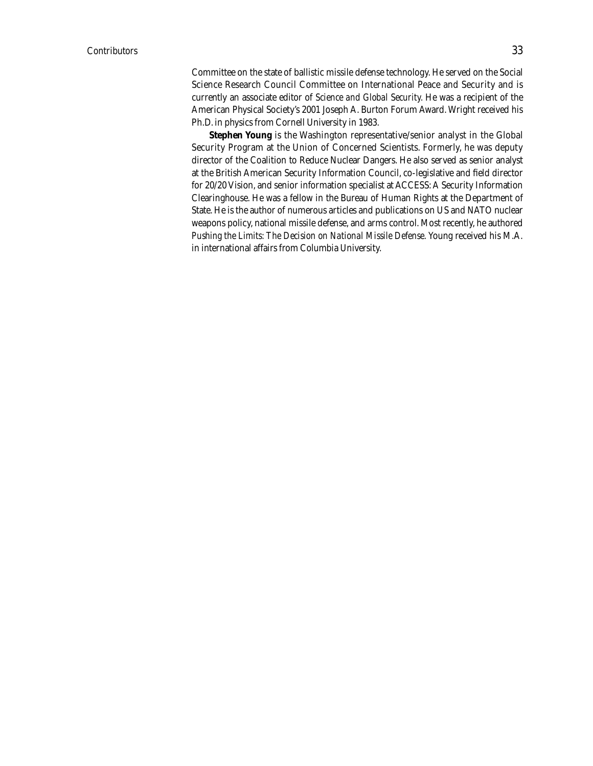Committee on the state of ballistic missile defense technology. He served on the Social Science Research Council Committee on International Peace and Security and is currently an associate editor of *Science and Global Security*. He was a recipient of the American Physical Society's 2001 Joseph A. Burton Forum Award. Wright received his Ph.D. in physics from Cornell University in 1983.

**Stephen Young** is the Washington representative/senior analyst in the Global Security Program at the Union of Concerned Scientists. Formerly, he was deputy director of the Coalition to Reduce Nuclear Dangers. He also served as senior analyst at the British American Security Information Council, co-legislative and field director for 20/20 Vision, and senior information specialist at ACCESS: A Security Information Clearinghouse. He was a fellow in the Bureau of Human Rights at the Department of State. He is the author of numerous articles and publications on US and NATO nuclear weapons policy, national missile defense, and arms control. Most recently, he authored *Pushing the Limits: The Decision on National Missile Defense*. Young received his M.A. in international affairs from Columbia University.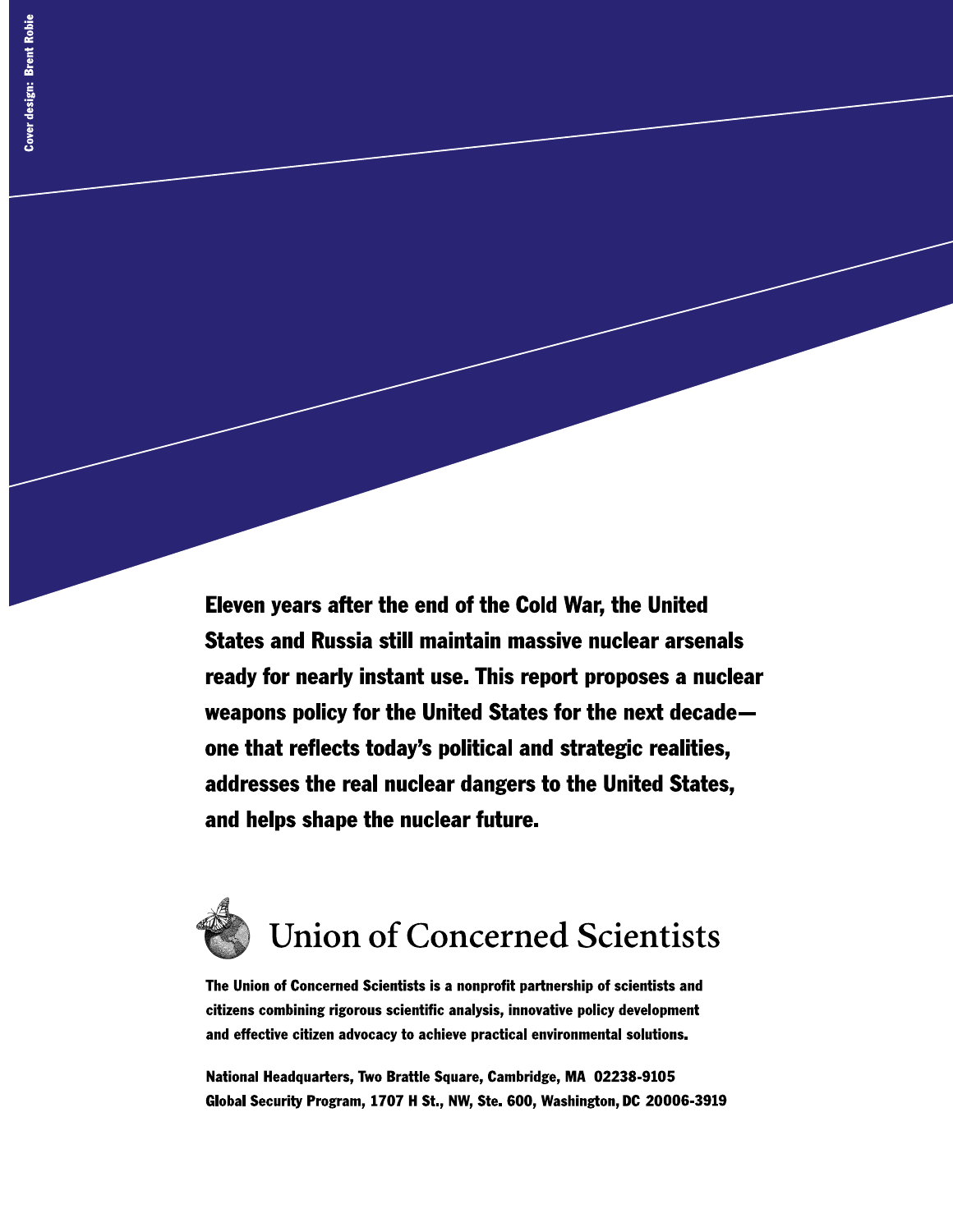Cover design: Brent Robie

**Eleven years after the end of the Cold War, the United States and Russia still maintain massive nuclear arsenals ready for nearly instant use. This report proposes a nuclear weapons policy for the United States for the next decade—one that reflects today's political and strategic realities, addresses the real nuclear dangers to the United States, and helps shape the nuclear future.**

Union of Concerned Scientists

**The Union of Concerned Scientists is a nonprofit partnership of scientists and citizens combining rigorous scientific analysis, innovative policy development and effective citizen advocacy to achieve practical environmental solutions.**

**National Headquarters, Two Brattle Square, Cambridge, MA 02238-9105**
**Global Security Program, 1707 H St., NW, Ste. 600, Washington, DC 20006-3919**